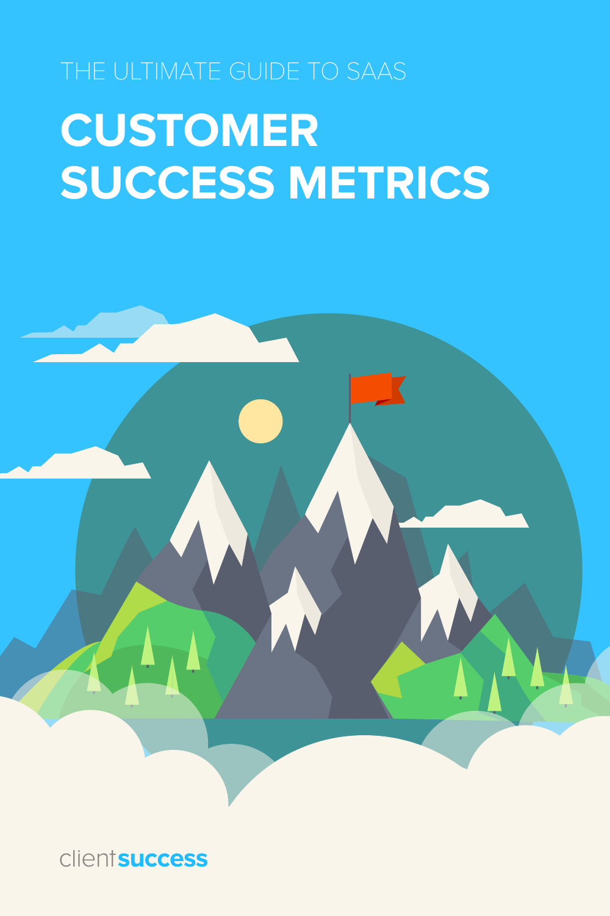THE ULTIMATE GUIDE TO SAAS

# CUSTOMER SUCCESS METRICS

clientsuccess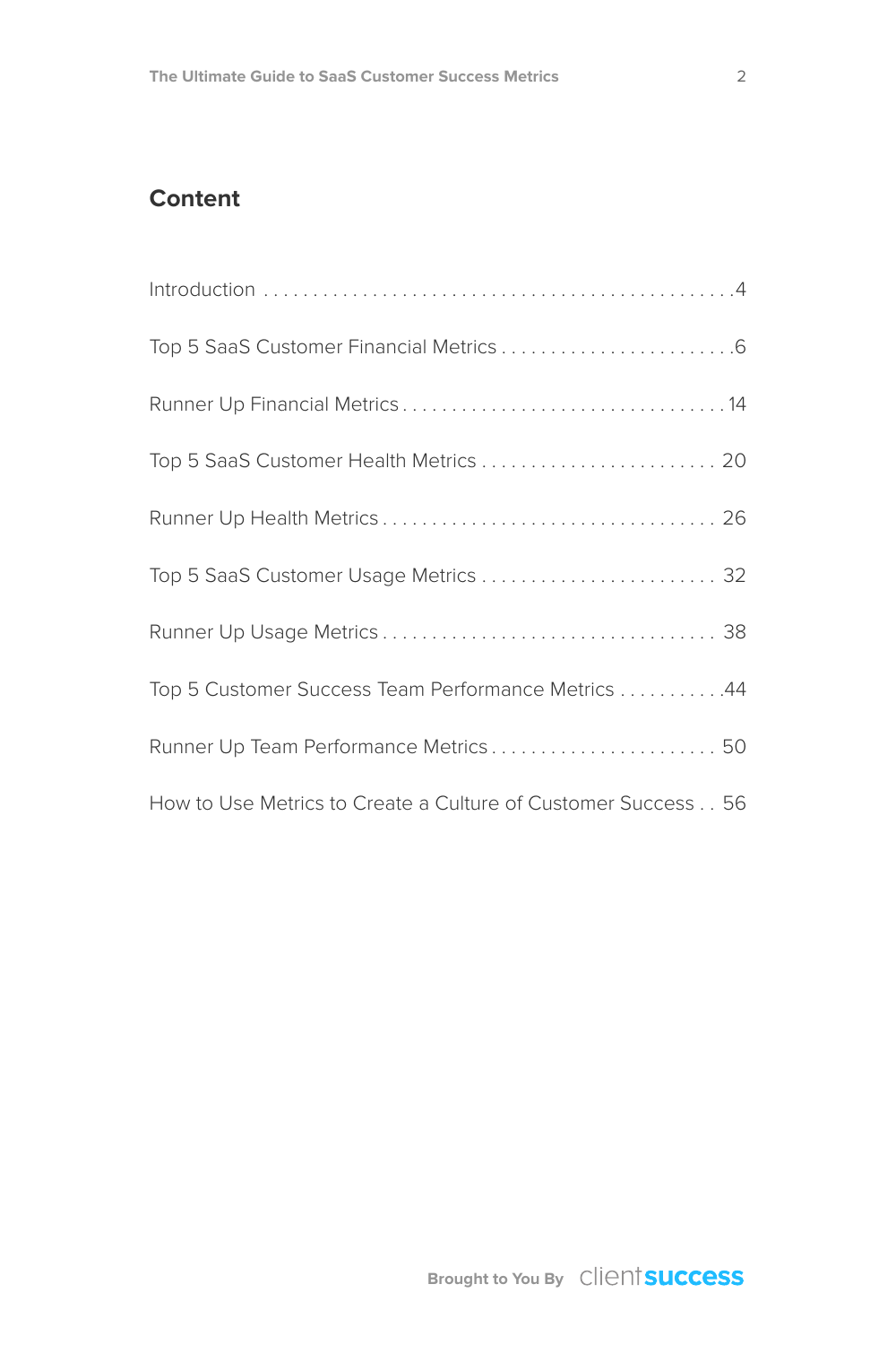## Content

Introduction . . . . . . . . . . . . . . . . . . . . . . . . . . . . . . . . . . . . . . . . . . . . . . .4

Top 5 SaaS Customer Financial Metrics . . . . . . . . . . . . . . . . . . . . . . . . .6

Runner Up Financial Metrics . . . . . . . . . . . . . . . . . . . . . . . . . . . . . . . . .14

Top 5 SaaS Customer Health Metrics . . . . . . . . . . . . . . . . . . . . . . . . . 20

Runner Up Health Metrics . . . . . . . . . . . . . . . . . . . . . . . . . . . . . . . . . . 26

Top 5 SaaS Customer Usage Metrics . . . . . . . . . . . . . . . . . . . . . . . . . 32

Runner Up Usage Metrics . . . . . . . . . . . . . . . . . . . . . . . . . . . . . . . . . . 38

Top 5 Customer Success Team Performance Metrics . . . . . . . . . . .44

Runner Up Team Performance Metrics . . . . . . . . . . . . . . . . . . . . . . . 50

How to Use Metrics to Create a Culture of Customer Success . . 56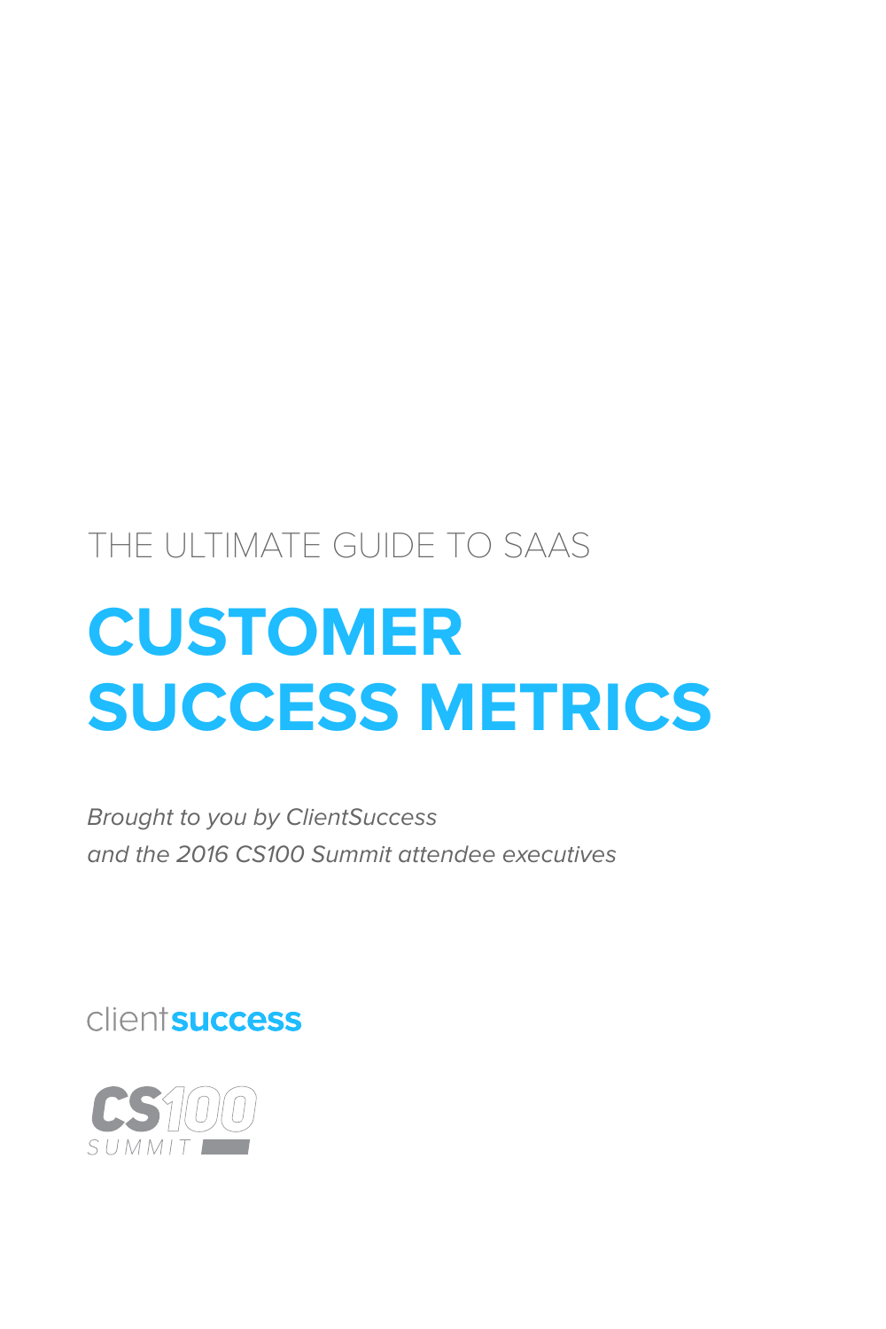THE ULTIMATE GUIDE TO SAAS

# CUSTOMER SUCCESS METRICS

*Brought to you by ClientSuccess*
*and the 2016 CS100 Summit attendee executives*

clientsuccess

CS100 SUMMIT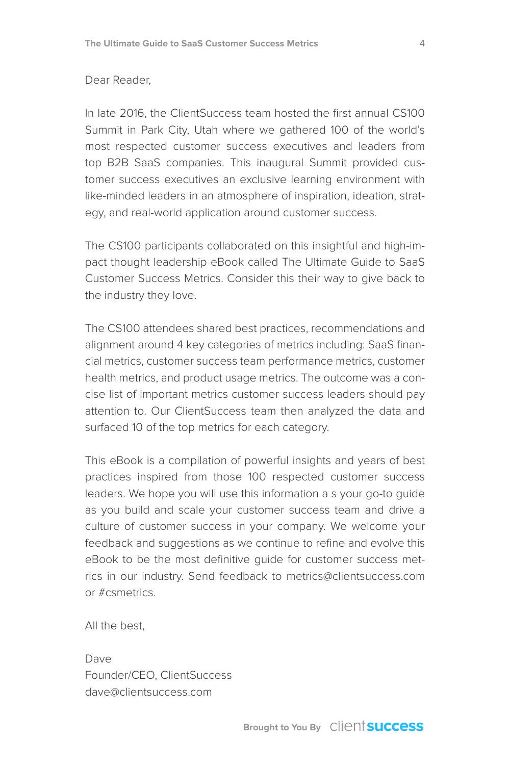Dear Reader,

In late 2016, the ClientSuccess team hosted the first annual CS100 Summit in Park City, Utah where we gathered 100 of the world's most respected customer success executives and leaders from top B2B SaaS companies. This inaugural Summit provided customer success executives an exclusive learning environment with like-minded leaders in an atmosphere of inspiration, ideation, strategy, and real-world application around customer success.

The CS100 participants collaborated on this insightful and high-impact thought leadership eBook called The Ultimate Guide to SaaS Customer Success Metrics. Consider this their way to give back to the industry they love.

The CS100 attendees shared best practices, recommendations and alignment around 4 key categories of metrics including: SaaS financial metrics, customer success team performance metrics, customer health metrics, and product usage metrics. The outcome was a concise list of important metrics customer success leaders should pay attention to. Our ClientSuccess team then analyzed the data and surfaced 10 of the top metrics for each category.

This eBook is a compilation of powerful insights and years of best practices inspired from those 100 respected customer success leaders. We hope you will use this information a s your go-to guide as you build and scale your customer success team and drive a culture of customer success in your company. We welcome your feedback and suggestions as we continue to refine and evolve this eBook to be the most definitive guide for customer success metrics in our industry. Send feedback to metrics@clientsuccess.com or #csmetrics.

All the best,

Dave  
Founder/CEO, ClientSuccess  
dave@clientsuccess.com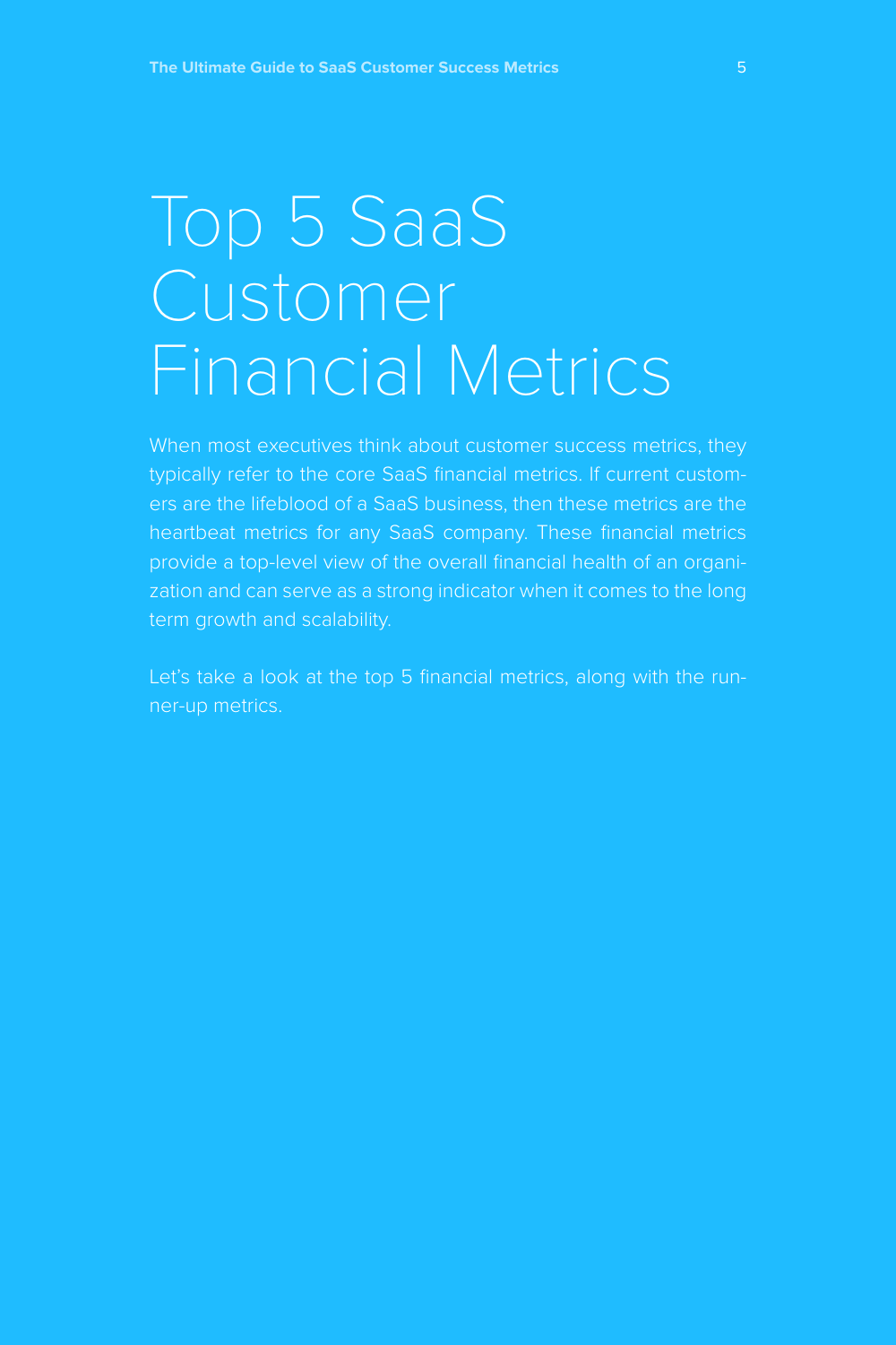# Top 5 SaaS Customer Financial Metrics

When most executives think about customer success metrics, they typically refer to the core SaaS financial metrics. If current customers are the lifeblood of a SaaS business, then these metrics are the heartbeat metrics for any SaaS company. These financial metrics provide a top-level view of the overall financial health of an organization and can serve as a strong indicator when it comes to the long term growth and scalability.

Let's take a look at the top 5 financial metrics, along with the runner-up metrics.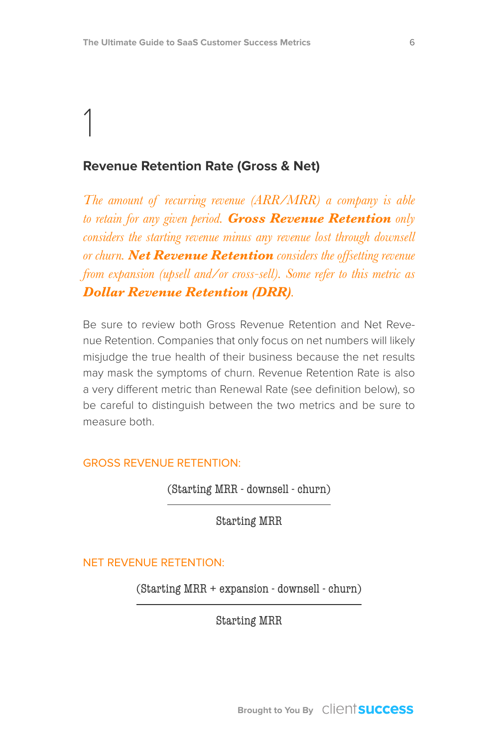# 1

## Revenue Retention Rate (Gross & Net)

*The amount of recurring revenue (ARR/MRR) a company is able to retain for any given period.* ***Gross Revenue Retention*** *only considers the starting revenue minus any revenue lost through downsell or churn.* ***Net Revenue Retention*** *considers the offsetting revenue from expansion (upsell and/or cross-sell). Some refer to this metric as* ***Dollar Revenue Retention (DRR)****.*

Be sure to review both Gross Revenue Retention and Net Revenue Retention. Companies that only focus on net numbers will likely misjudge the true health of their business because the net results may mask the symptoms of churn. Revenue Retention Rate is also a very different metric than Renewal Rate (see definition below), so be careful to distinguish between the two metrics and be sure to measure both.

GROSS REVENUE RETENTION:

$$\frac{(\text{Starting MRR} - \text{downsell} - \text{churn})}{\text{Starting MRR}}$$

NET REVENUE RETENTION:

$$\frac{(\text{Starting MRR} + \text{expansion} - \text{downsell} - \text{churn})}{\text{Starting MRR}}$$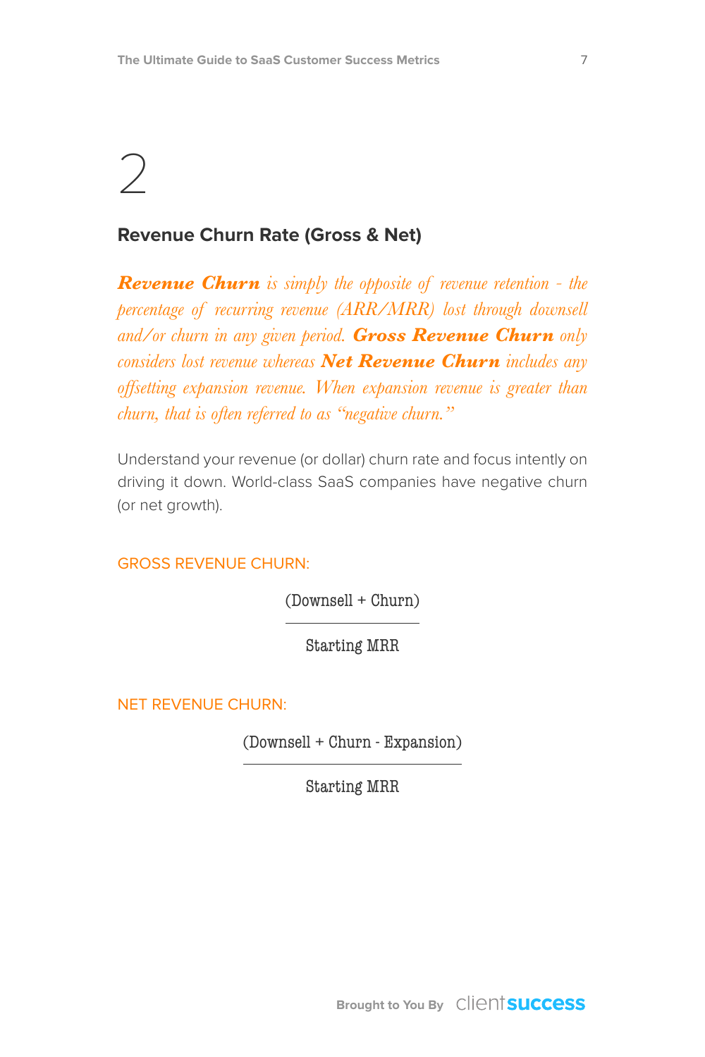# 2

## Revenue Churn Rate (Gross & Net)

***Revenue Churn*** *is simply the opposite of revenue retention - the percentage of recurring revenue (ARR/MRR) lost through downsell and/or churn in any given period.* ***Gross Revenue Churn*** *only considers lost revenue whereas* ***Net Revenue Churn*** *includes any offsetting expansion revenue. When expansion revenue is greater than churn, that is often referred to as "negative churn."*

Understand your revenue (or dollar) churn rate and focus intently on driving it down. World-class SaaS companies have negative churn (or net growth).

GROSS REVENUE CHURN:

$$\frac{(\text{Downsell} + \text{Churn})}{\text{Starting MRR}}$$

NET REVENUE CHURN:

$$\frac{(\text{Downsell} + \text{Churn} - \text{Expansion})}{\text{Starting MRR}}$$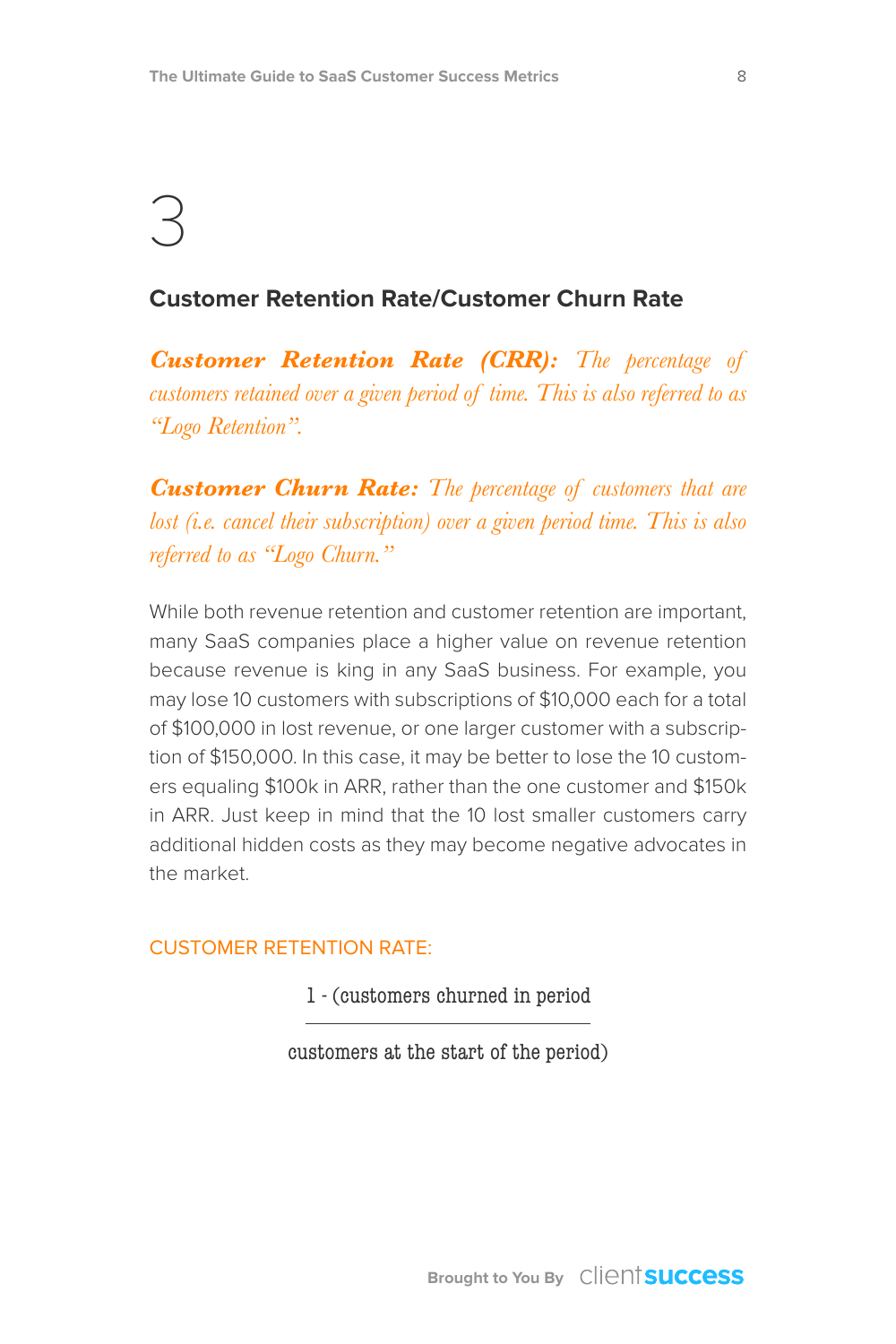# 3

## Customer Retention Rate/Customer Churn Rate

***Customer Retention Rate (CRR):*** *The percentage of customers retained over a given period of time. This is also referred to as "Logo Retention".*

***Customer Churn Rate:*** *The percentage of customers that are lost (i.e. cancel their subscription) over a given period time. This is also referred to as "Logo Churn."*

While both revenue retention and customer retention are important, many SaaS companies place a higher value on revenue retention because revenue is king in any SaaS business. For example, you may lose 10 customers with subscriptions of $10,000 each for a total of $100,000 in lost revenue, or one larger customer with a subscription of $150,000. In this case, it may be better to lose the 10 customers equaling $100k in ARR, rather than the one customer and $150k in ARR. Just keep in mind that the 10 lost smaller customers carry additional hidden costs as they may become negative advocates in the market.

CUSTOMER RETENTION RATE:

$$1 - \left(\frac{\text{customers churned in period}}{\text{customers at the start of the period}}\right)$$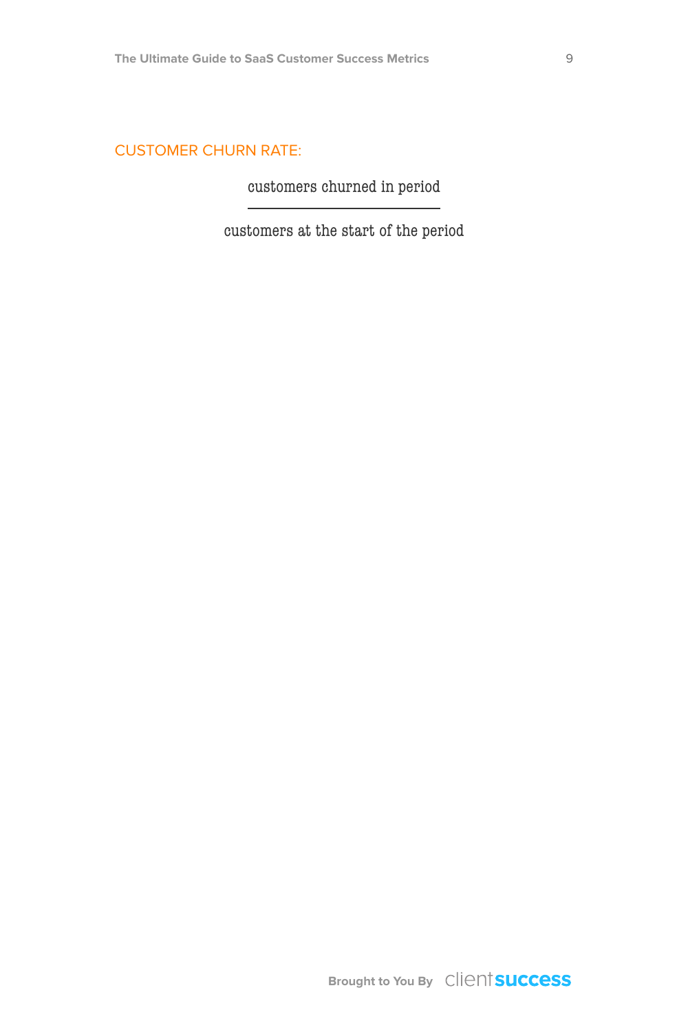CUSTOMER CHURN RATE:

$$\frac{\text{customers churned in period}}{\text{customers at the start of the period}}$$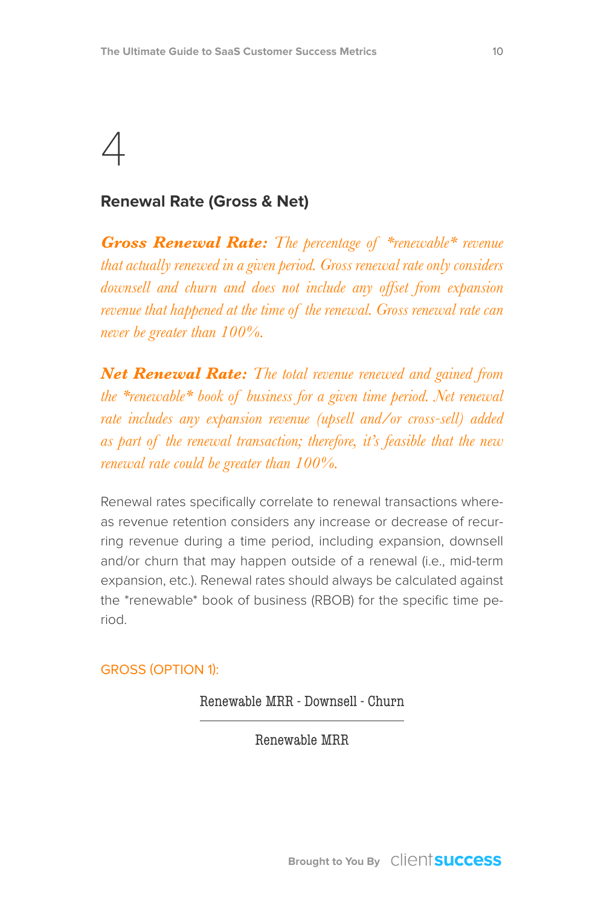# 4

## Renewal Rate (Gross & Net)

***Gross Renewal Rate:*** *The percentage of *renewable* revenue that actually renewed in a given period. Gross renewal rate only considers downsell and churn and does not include any offset from expansion revenue that happened at the time of the renewal. Gross renewal rate can never be greater than 100%.*

***Net Renewal Rate:*** *The total revenue renewed and gained from the *renewable* book of business for a given time period. Net renewal rate includes any expansion revenue (upsell and/or cross-sell) added as part of the renewal transaction; therefore, it's feasible that the new renewal rate could be greater than 100%.*

Renewal rates specifically correlate to renewal transactions whereas revenue retention considers any increase or decrease of recurring revenue during a time period, including expansion, downsell and/or churn that may happen outside of a renewal (i.e., mid-term expansion, etc.). Renewal rates should always be calculated against the *renewable* book of business (RBOB) for the specific time period.

GROSS (OPTION 1):

$$\frac{\text{Renewable MRR - Downsell - Churn}}{\text{Renewable MRR}}$$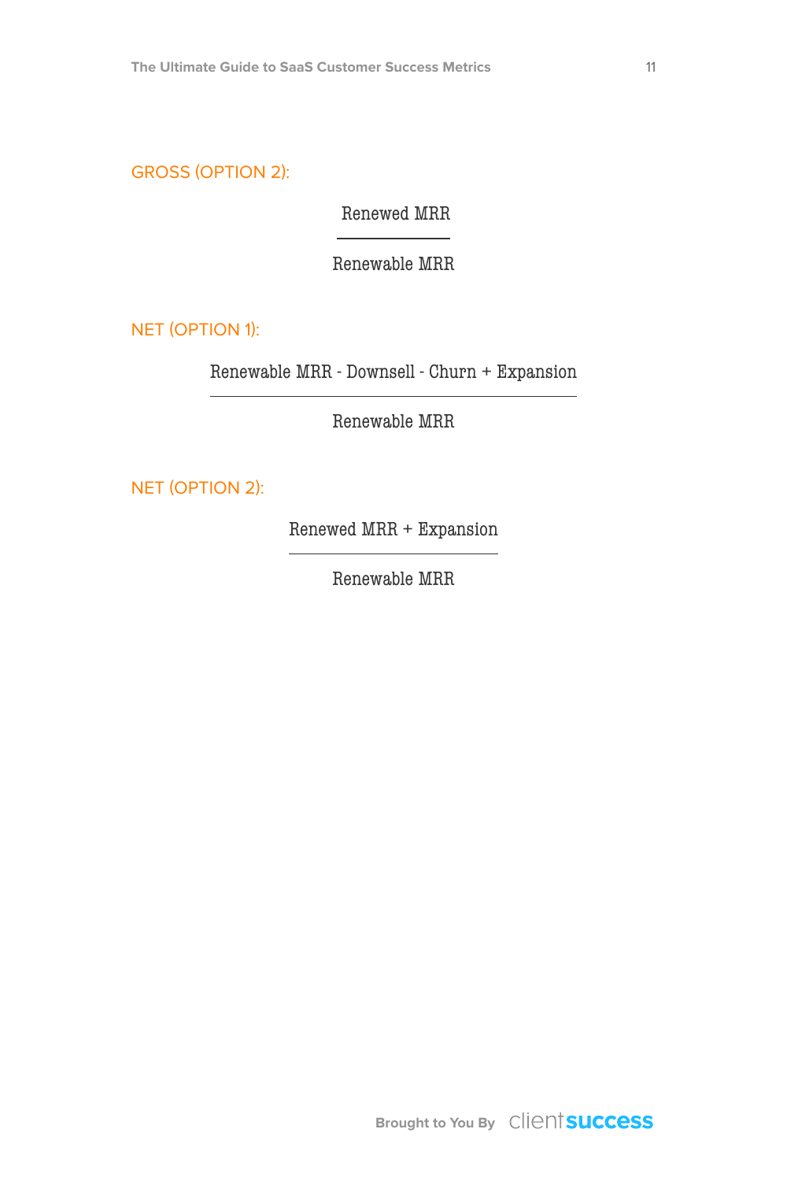GROSS (OPTION 2):

$$\frac{\text{Renewed MRR}}{\text{Renewable MRR}}$$

NET (OPTION 1):

$$\frac{\text{Renewable MRR} - \text{Downsell} - \text{Churn} + \text{Expansion}}{\text{Renewable MRR}}$$

NET (OPTION 2):

$$\frac{\text{Renewed MRR} + \text{Expansion}}{\text{Renewable MRR}}$$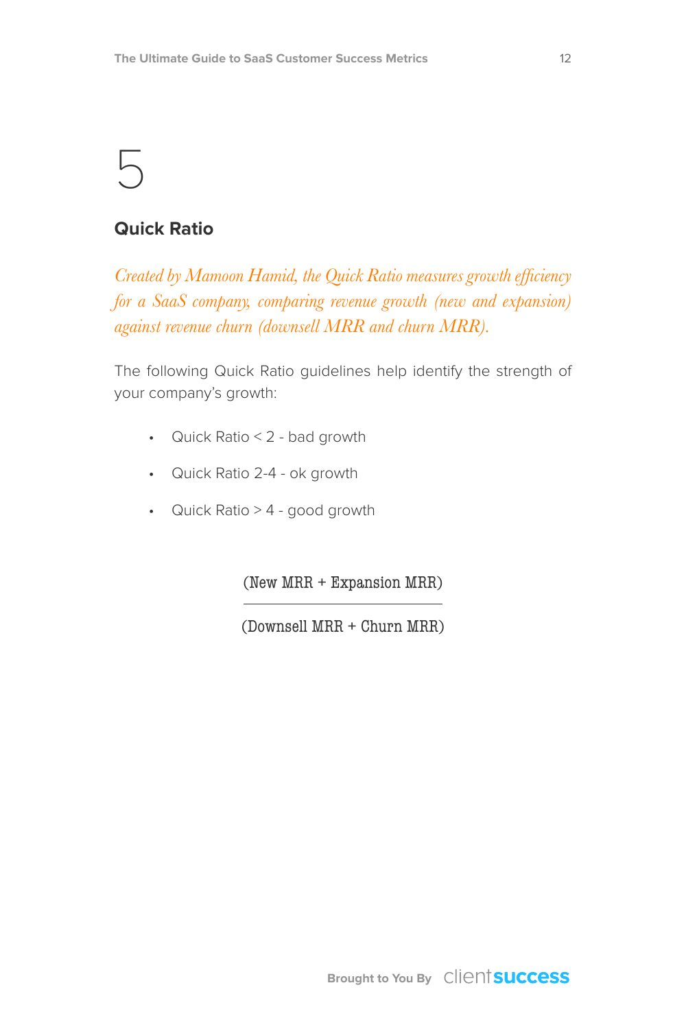# 5

## Quick Ratio

*Created by Mamoon Hamid, the Quick Ratio measures growth efficiency for a SaaS company, comparing revenue growth (new and expansion) against revenue churn (downsell MRR and churn MRR).*

The following Quick Ratio guidelines help identify the strength of your company's growth:

- Quick Ratio < 2 - bad growth
- Quick Ratio 2-4 - ok growth
- Quick Ratio > 4 - good growth

$$\frac{(\text{New MRR} + \text{Expansion MRR})}{(\text{Downsell MRR} + \text{Churn MRR})}$$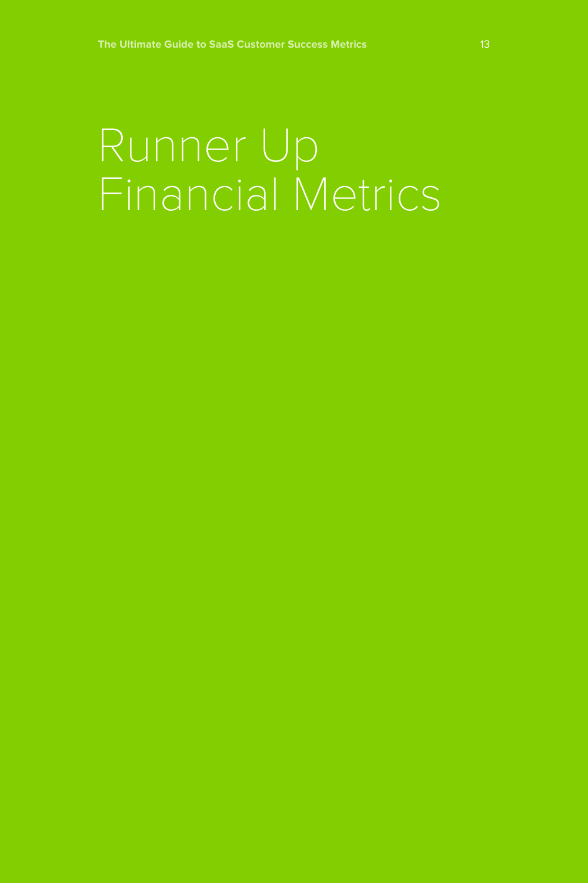# Runner Up Financial Metrics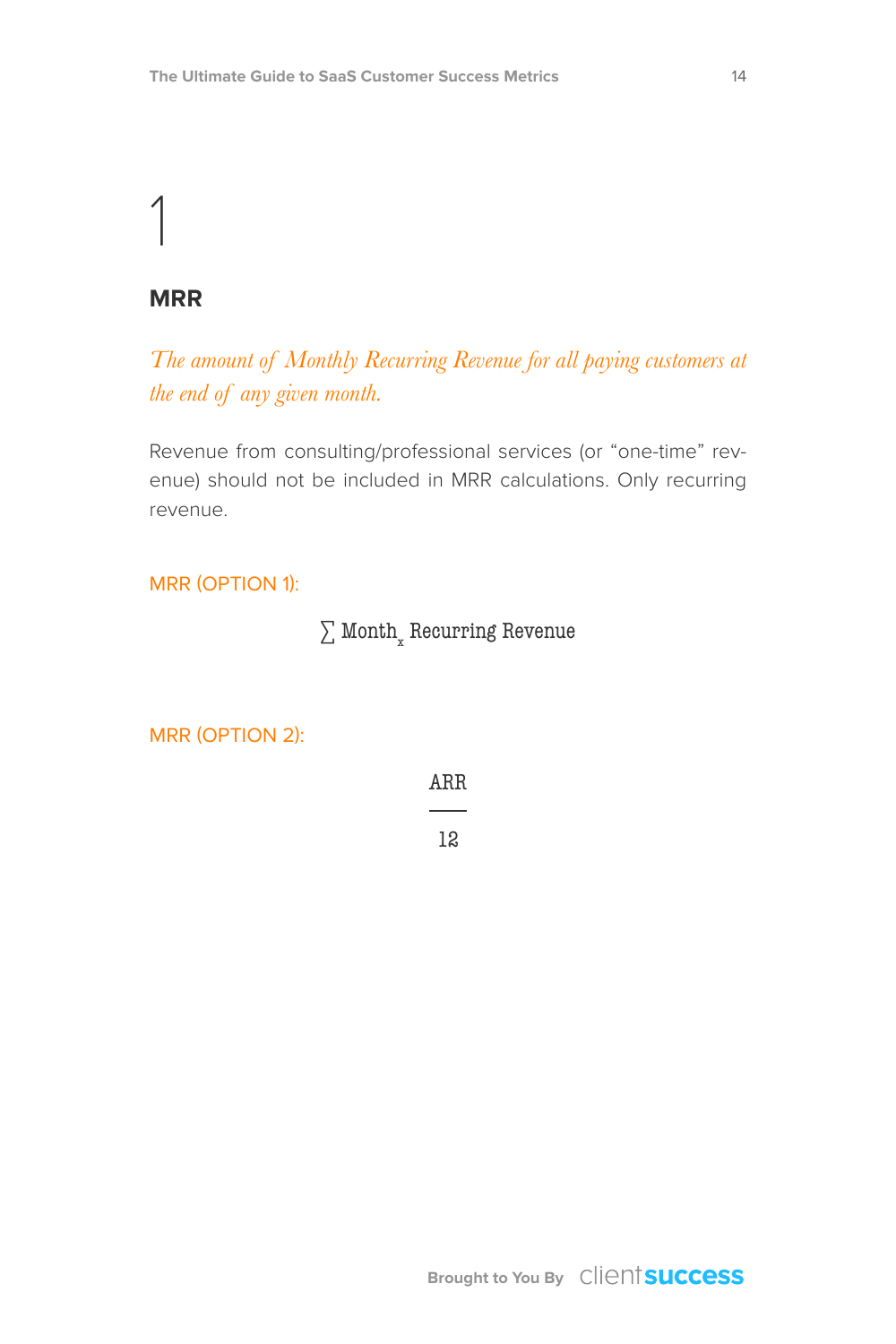# 1

## MRR

*The amount of Monthly Recurring Revenue for all paying customers at the end of any given month.*

Revenue from consulting/professional services (or "one-time" revenue) should not be included in MRR calculations. Only recurring revenue.

MRR (OPTION 1):

$$\sum \text{Month}_x \text{ Recurring Revenue}$$

MRR (OPTION 2):

$$\frac{\text{ARR}}{12}$$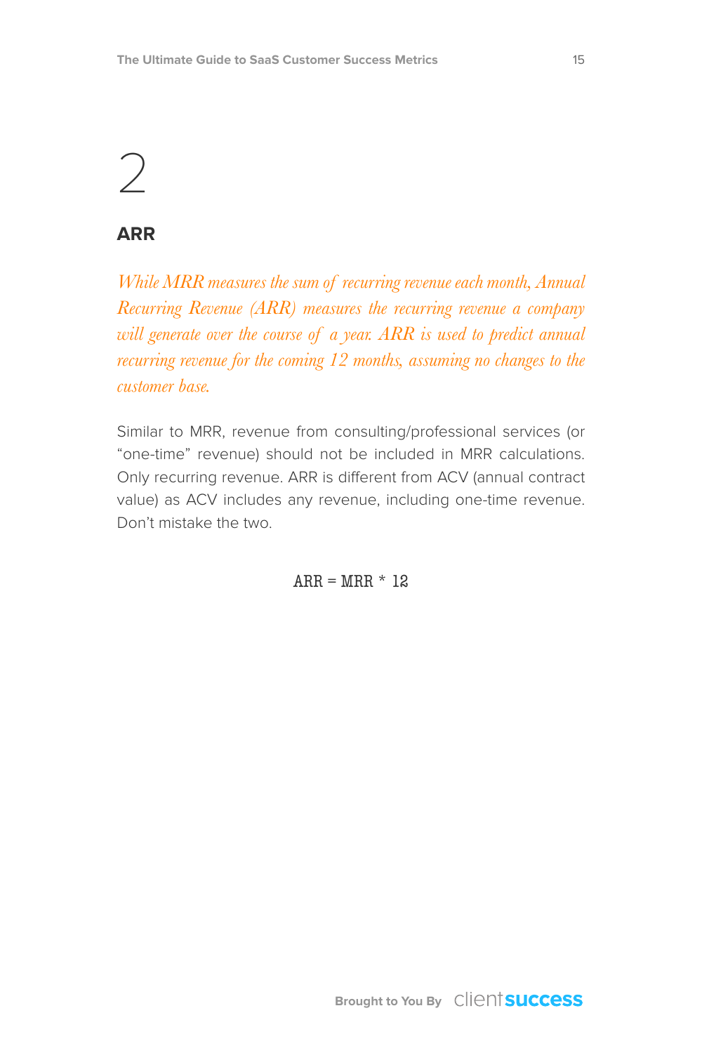# 2

## ARR

*While MRR measures the sum of recurring revenue each month, Annual Recurring Revenue (ARR) measures the recurring revenue a company will generate over the course of a year. ARR is used to predict annual recurring revenue for the coming 12 months, assuming no changes to the customer base.*

Similar to MRR, revenue from consulting/professional services (or "one-time" revenue) should not be included in MRR calculations. Only recurring revenue. ARR is different from ACV (annual contract value) as ACV includes any revenue, including one-time revenue. Don't mistake the two.

$$ARR = MRR * 12$$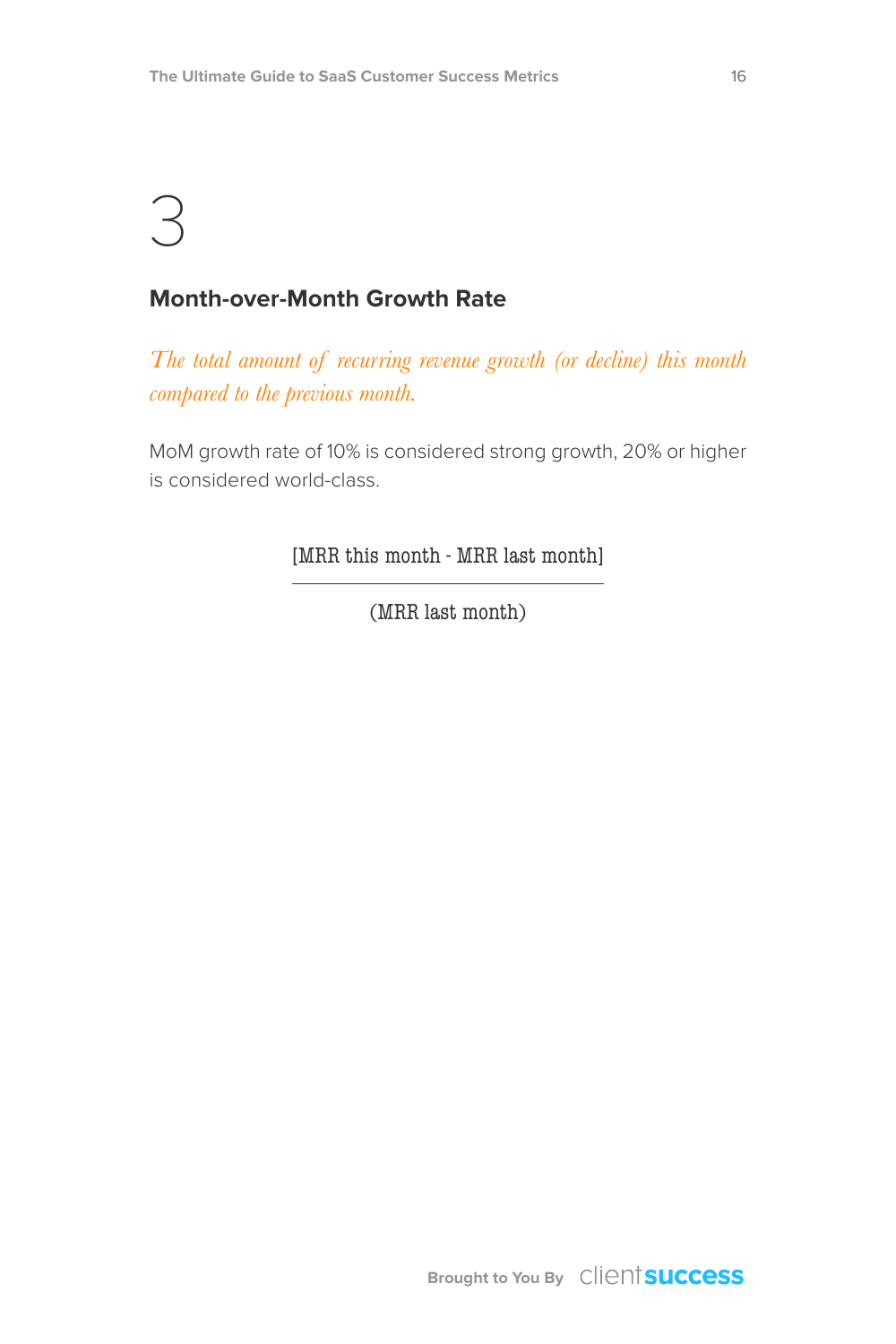# 3

## Month-over-Month Growth Rate

*The total amount of recurring revenue growth (or decline) this month compared to the previous month.*

MoM growth rate of 10% is considered strong growth, 20% or higher is considered world-class.

$$\frac{[\text{MRR this month - MRR last month}]}{(\text{MRR last month})}$$

Brought to You By clientsuccess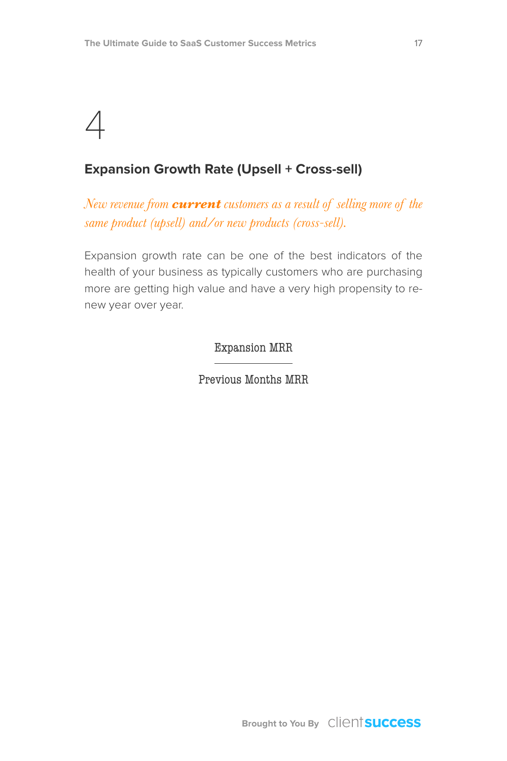# 4

## Expansion Growth Rate (Upsell + Cross-sell)

*New revenue from **current** customers as a result of selling more of the same product (upsell) and/or new products (cross-sell).*

Expansion growth rate can be one of the best indicators of the health of your business as typically customers who are purchasing more are getting high value and have a very high propensity to renew year over year.

$$\frac{\text{Expansion MRR}}{\text{Previous Months MRR}}$$

Brought to You By clientsuccess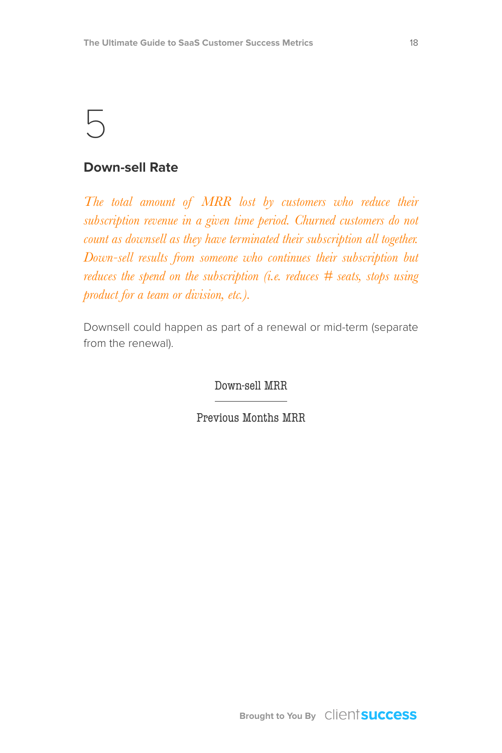# 5

## Down-sell Rate

*The total amount of MRR lost by customers who reduce their subscription revenue in a given time period. Churned customers do not count as downsell as they have terminated their subscription all together. Down-sell results from someone who continues their subscription but reduces the spend on the subscription (i.e. reduces # seats, stops using product for a team or division, etc.).*

Downsell could happen as part of a renewal or mid-term (separate from the renewal).

$$\frac{\text{Down-sell MRR}}{\text{Previous Months MRR}}$$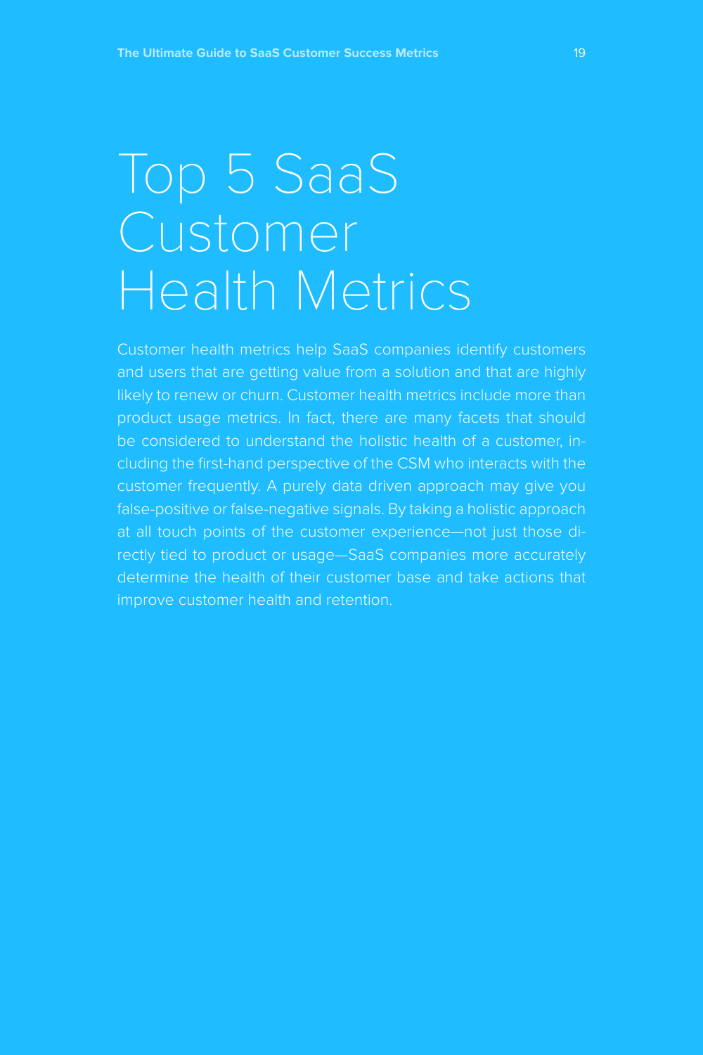# Top 5 SaaS Customer Health Metrics

Customer health metrics help SaaS companies identify customers and users that are getting value from a solution and that are highly likely to renew or churn. Customer health metrics include more than product usage metrics. In fact, there are many facets that should be considered to understand the holistic health of a customer, including the first-hand perspective of the CSM who interacts with the customer frequently. A purely data driven approach may give you false-positive or false-negative signals. By taking a holistic approach at all touch points of the customer experience—not just those directly tied to product or usage—SaaS companies more accurately determine the health of their customer base and take actions that improve customer health and retention.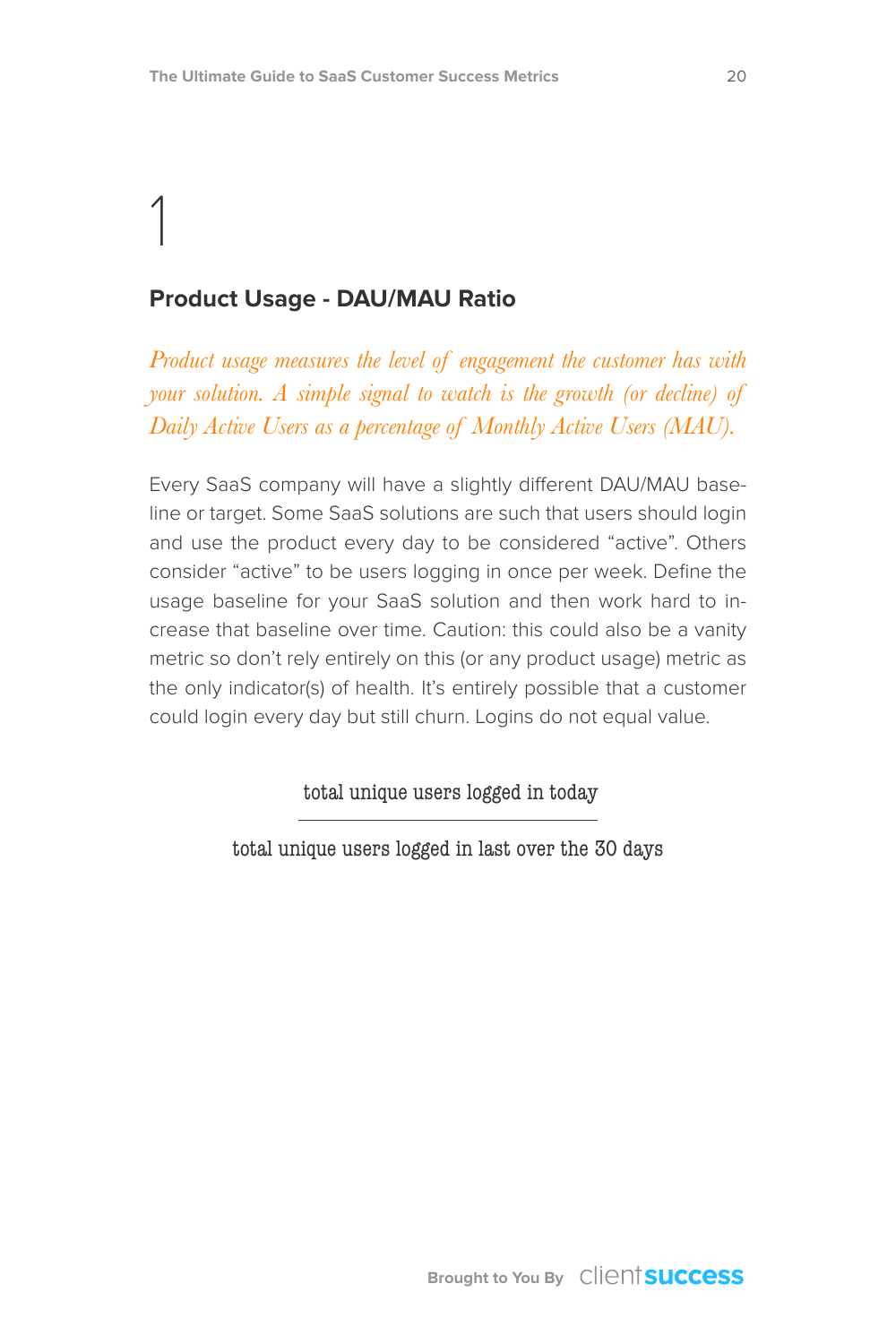# 1

## Product Usage - DAU/MAU Ratio

*Product usage measures the level of engagement the customer has with your solution. A simple signal to watch is the growth (or decline) of Daily Active Users as a percentage of Monthly Active Users (MAU).*

Every SaaS company will have a slightly different DAU/MAU baseline or target. Some SaaS solutions are such that users should login and use the product every day to be considered "active". Others consider "active" to be users logging in once per week. Define the usage baseline for your SaaS solution and then work hard to increase that baseline over time. Caution: this could also be a vanity metric so don't rely entirely on this (or any product usage) metric as the only indicator(s) of health. It's entirely possible that a customer could login every day but still churn. Logins do not equal value.

$$\frac{\text{total unique users logged in today}}{\text{total unique users logged in last over the 30 days}}$$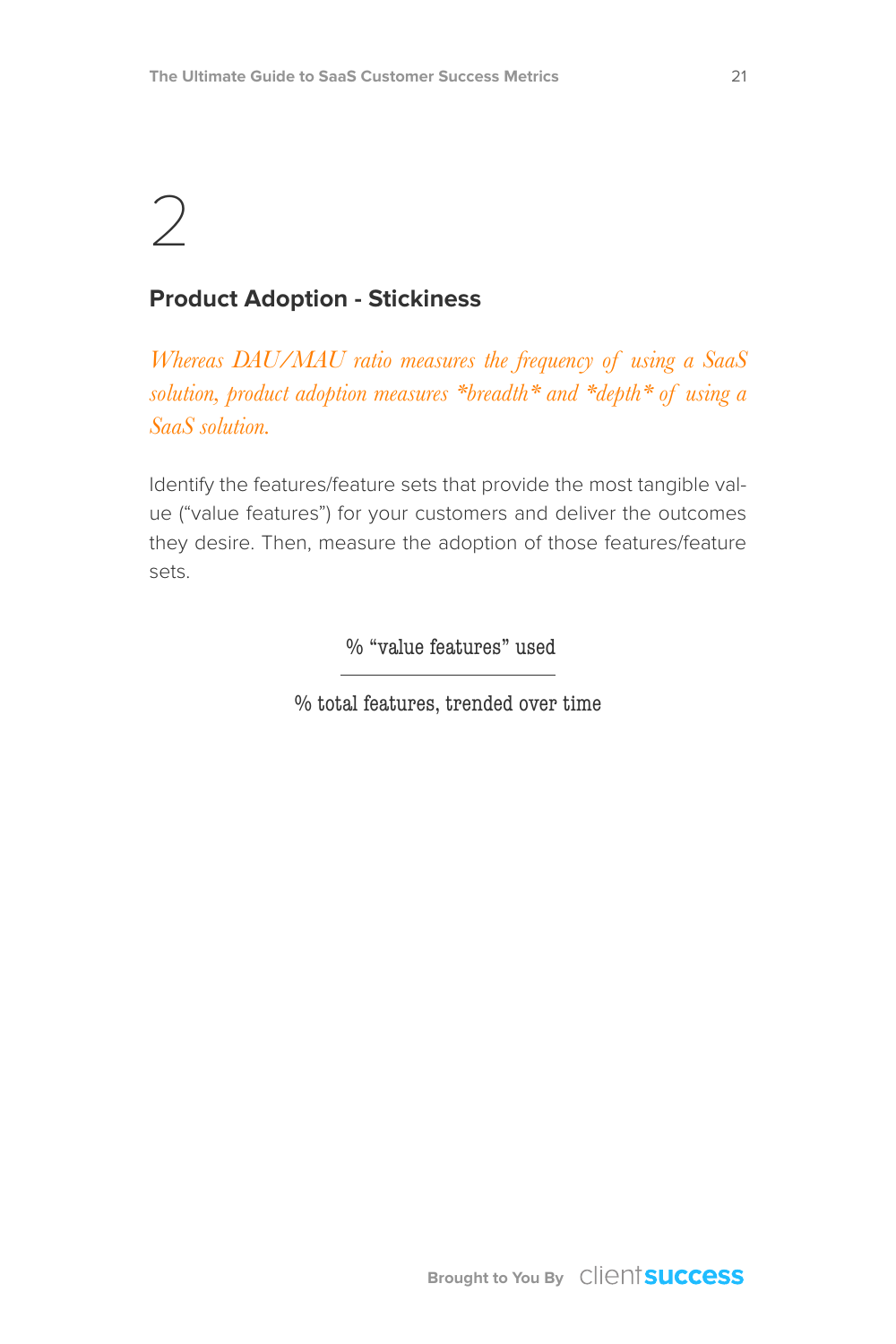2

## Product Adoption - Stickiness

*Whereas DAU/MAU ratio measures the frequency of using a SaaS solution, product adoption measures *breadth* and *depth* of using a SaaS solution.*

Identify the features/feature sets that provide the most tangible value ("value features") for your customers and deliver the outcomes they desire. Then, measure the adoption of those features/feature sets.

$$\frac{\text{\% "value features" used}}{\text{\% total features, trended over time}}$$

Brought to You By clientsuccess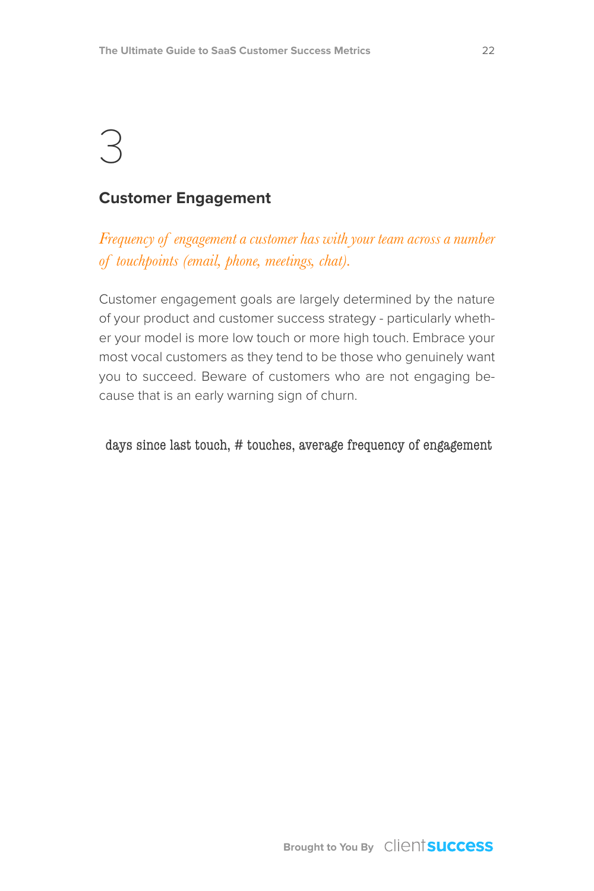# 3

## Customer Engagement

*Frequency of engagement a customer has with your team across a number of touchpoints (email, phone, meetings, chat).*

Customer engagement goals are largely determined by the nature of your product and customer success strategy - particularly whether your model is more low touch or more high touch. Embrace your most vocal customers as they tend to be those who genuinely want you to succeed. Beware of customers who are not engaging because that is an early warning sign of churn.

days since last touch, # touches, average frequency of engagement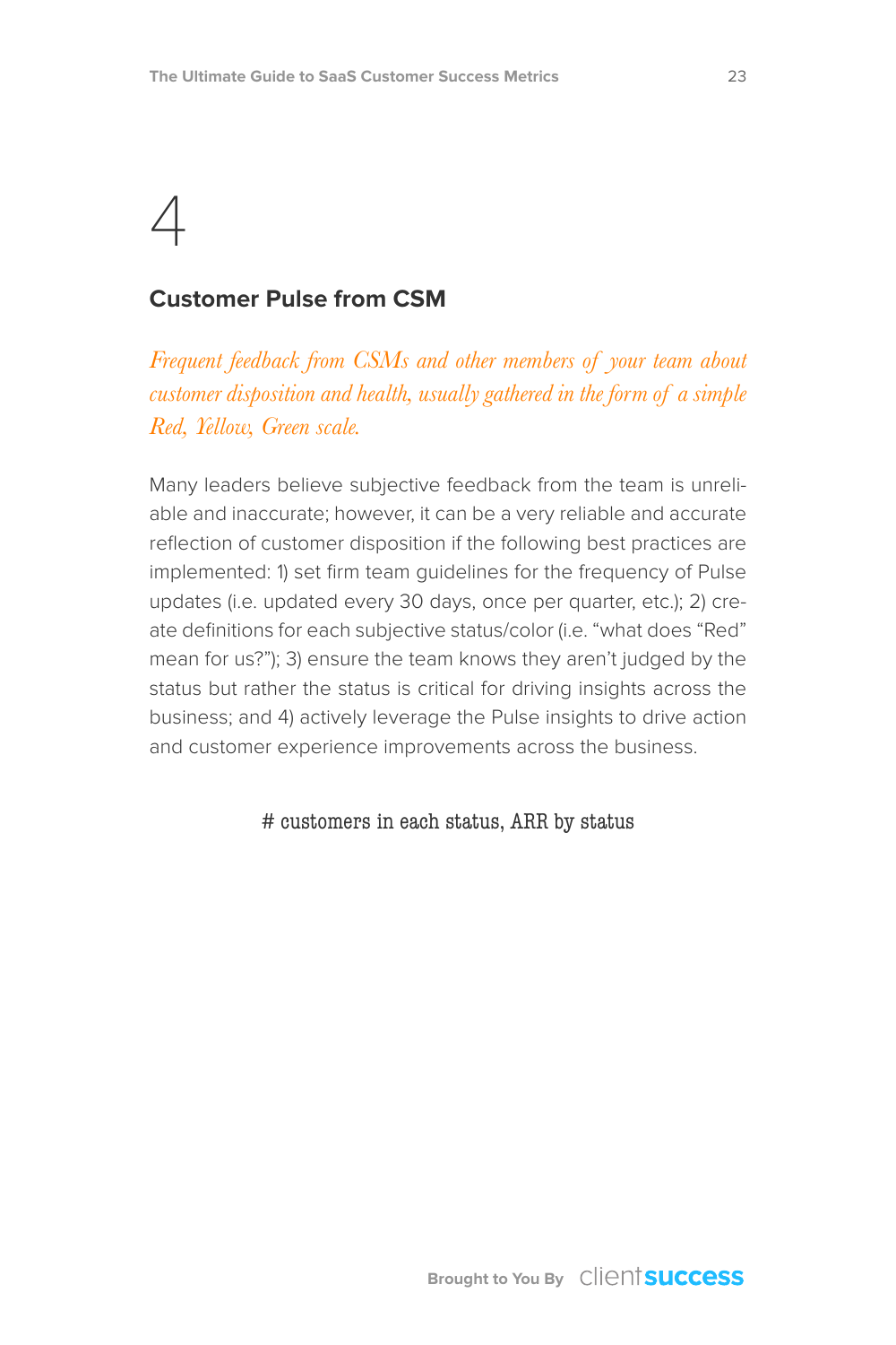# 4

## Customer Pulse from CSM

*Frequent feedback from CSMs and other members of your team about customer disposition and health, usually gathered in the form of a simple Red, Yellow, Green scale.*

Many leaders believe subjective feedback from the team is unreliable and inaccurate; however, it can be a very reliable and accurate reflection of customer disposition if the following best practices are implemented: 1) set firm team guidelines for the frequency of Pulse updates (i.e. updated every 30 days, once per quarter, etc.); 2) create definitions for each subjective status/color (i.e. "what does "Red" mean for us?"); 3) ensure the team knows they aren't judged by the status but rather the status is critical for driving insights across the business; and 4) actively leverage the Pulse insights to drive action and customer experience improvements across the business.

# customers in each status, ARR by status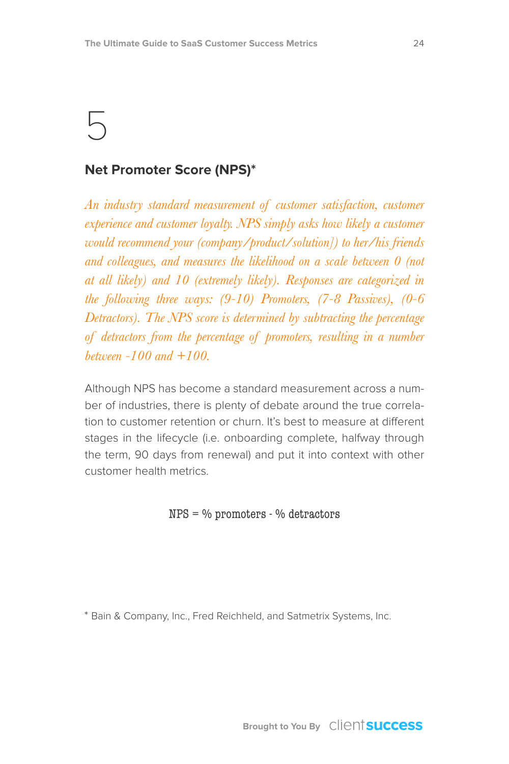# 5

## Net Promoter Score (NPS)*

*An industry standard measurement of customer satisfaction, customer experience and customer loyalty. NPS simply asks how likely a customer would recommend your (company/product/solution]) to her/his friends and colleagues, and measures the likelihood on a scale between 0 (not at all likely) and 10 (extremely likely). Responses are categorized in the following three ways: (9-10) Promoters, (7-8 Passives), (0-6 Detractors). The NPS score is determined by subtracting the percentage of detractors from the percentage of promoters, resulting in a number between -100 and +100.*

Although NPS has become a standard measurement across a number of industries, there is plenty of debate around the true correlation to customer retention or churn. It's best to measure at different stages in the lifecycle (i.e. onboarding complete, halfway through the term, 90 days from renewal) and put it into context with other customer health metrics.

NPS = % promoters - % detractors

* Bain & Company, Inc., Fred Reichheld, and Satmetrix Systems, Inc.

Brought to You By clientsuccess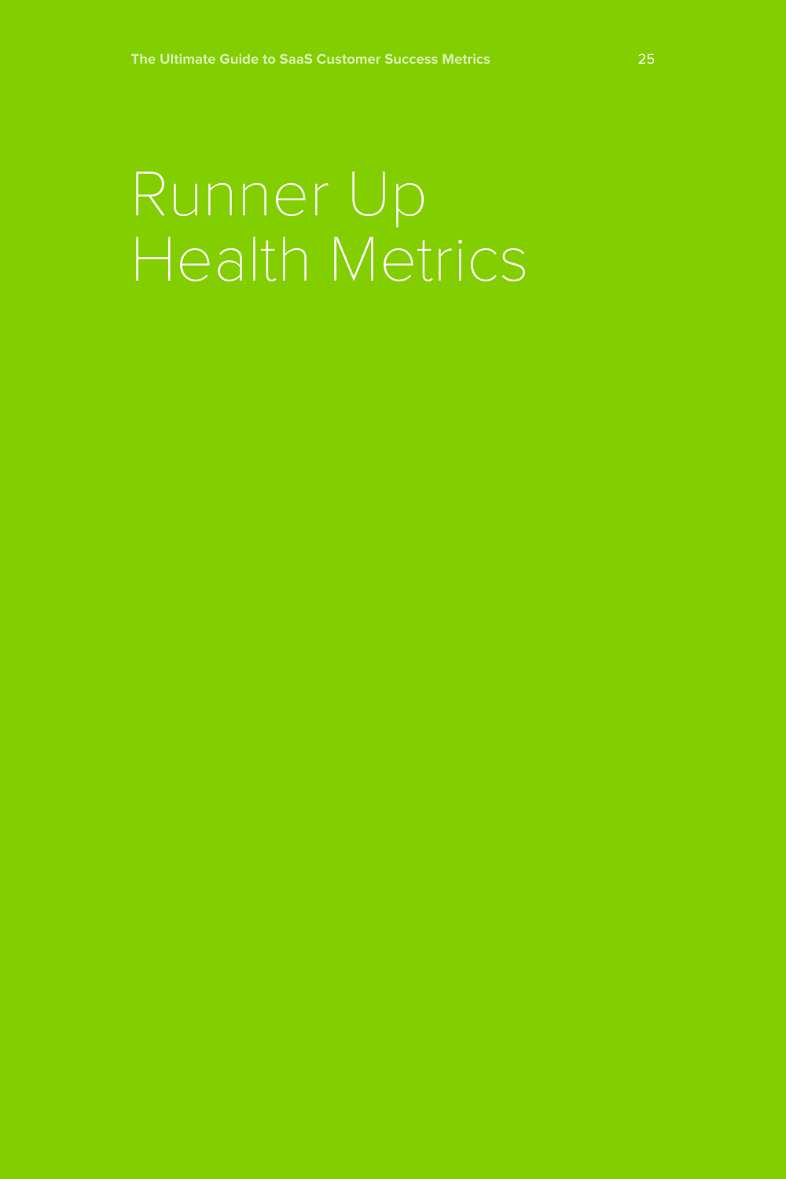# Runner Up Health Metrics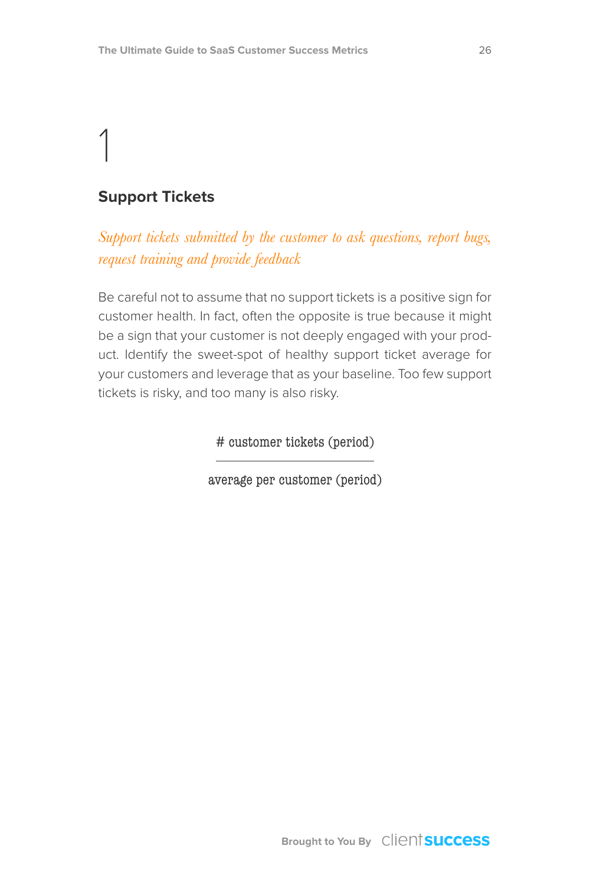# 1

## Support Tickets

*Support tickets submitted by the customer to ask questions, report bugs, request training and provide feedback*

Be careful not to assume that no support tickets is a positive sign for customer health. In fact, often the opposite is true because it might be a sign that your customer is not deeply engaged with your product. Identify the sweet-spot of healthy support ticket average for your customers and leverage that as your baseline. Too few support tickets is risky, and too many is also risky.

$$\frac{\text{\# customer tickets (period)}}{\text{average per customer (period)}}$$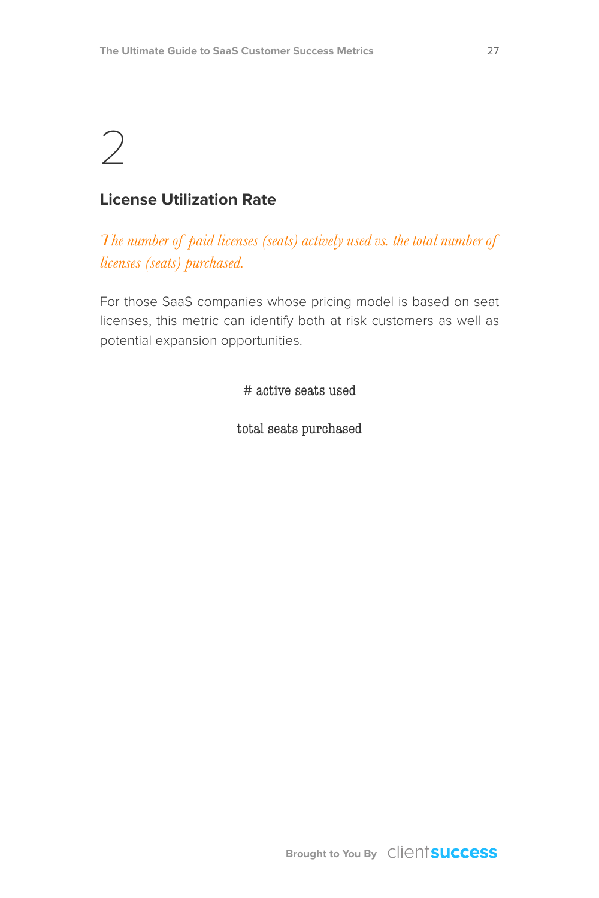# 2

## License Utilization Rate

*The number of paid licenses (seats) actively used vs. the total number of licenses (seats) purchased.*

For those SaaS companies whose pricing model is based on seat licenses, this metric can identify both at risk customers as well as potential expansion opportunities.

$$\frac{\text{\# active seats used}}{\text{total seats purchased}}$$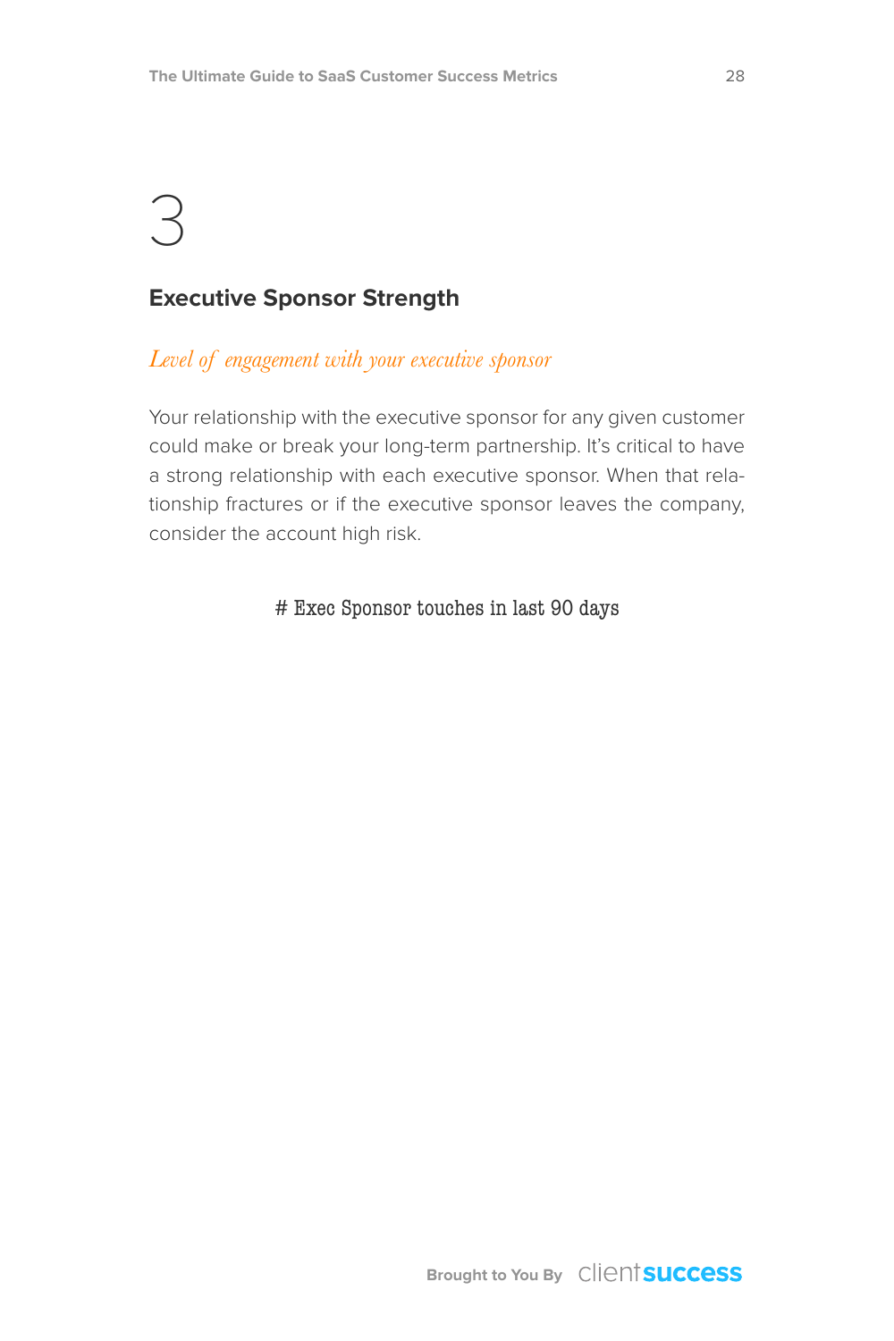# 3

## Executive Sponsor Strength

*Level of engagement with your executive sponsor*

Your relationship with the executive sponsor for any given customer could make or break your long-term partnership. It's critical to have a strong relationship with each executive sponsor. When that relationship fractures or if the executive sponsor leaves the company, consider the account high risk.

`# Exec Sponsor touches in last 90 days`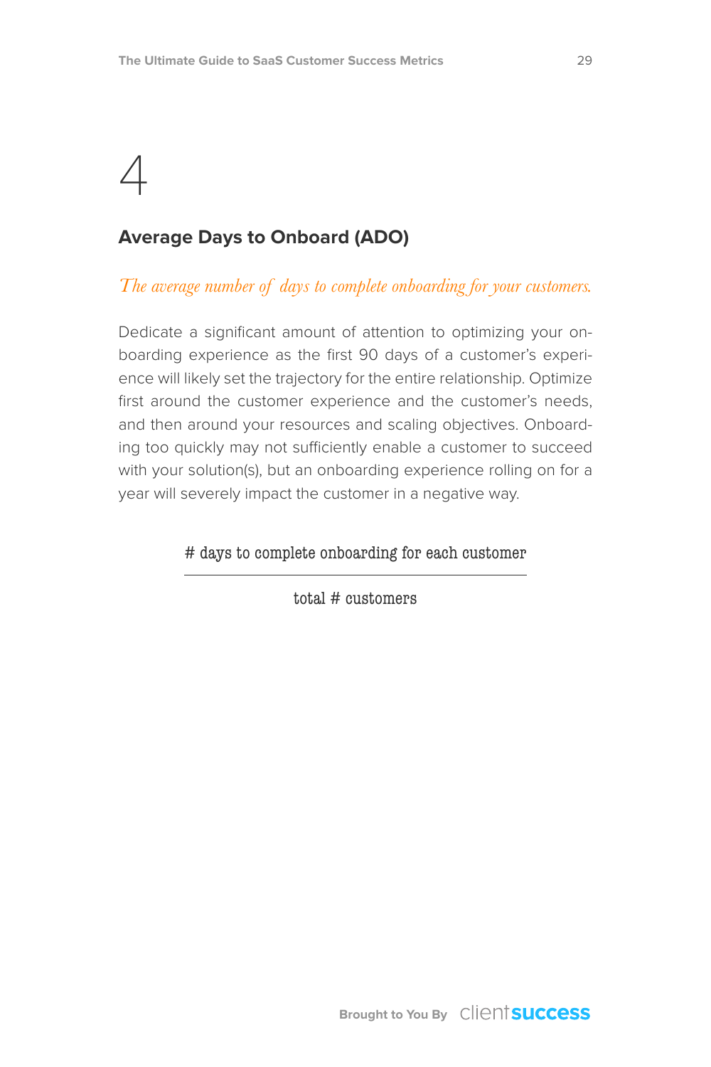# 4

## Average Days to Onboard (ADO)

*The average number of days to complete onboarding for your customers.*

Dedicate a significant amount of attention to optimizing your onboarding experience as the first 90 days of a customer's experience will likely set the trajectory for the entire relationship. Optimize first around the customer experience and the customer's needs, and then around your resources and scaling objectives. Onboarding too quickly may not sufficiently enable a customer to succeed with your solution(s), but an onboarding experience rolling on for a year will severely impact the customer in a negative way.

$$\frac{\text{\# days to complete onboarding for each customer}}{\text{total \# customers}}$$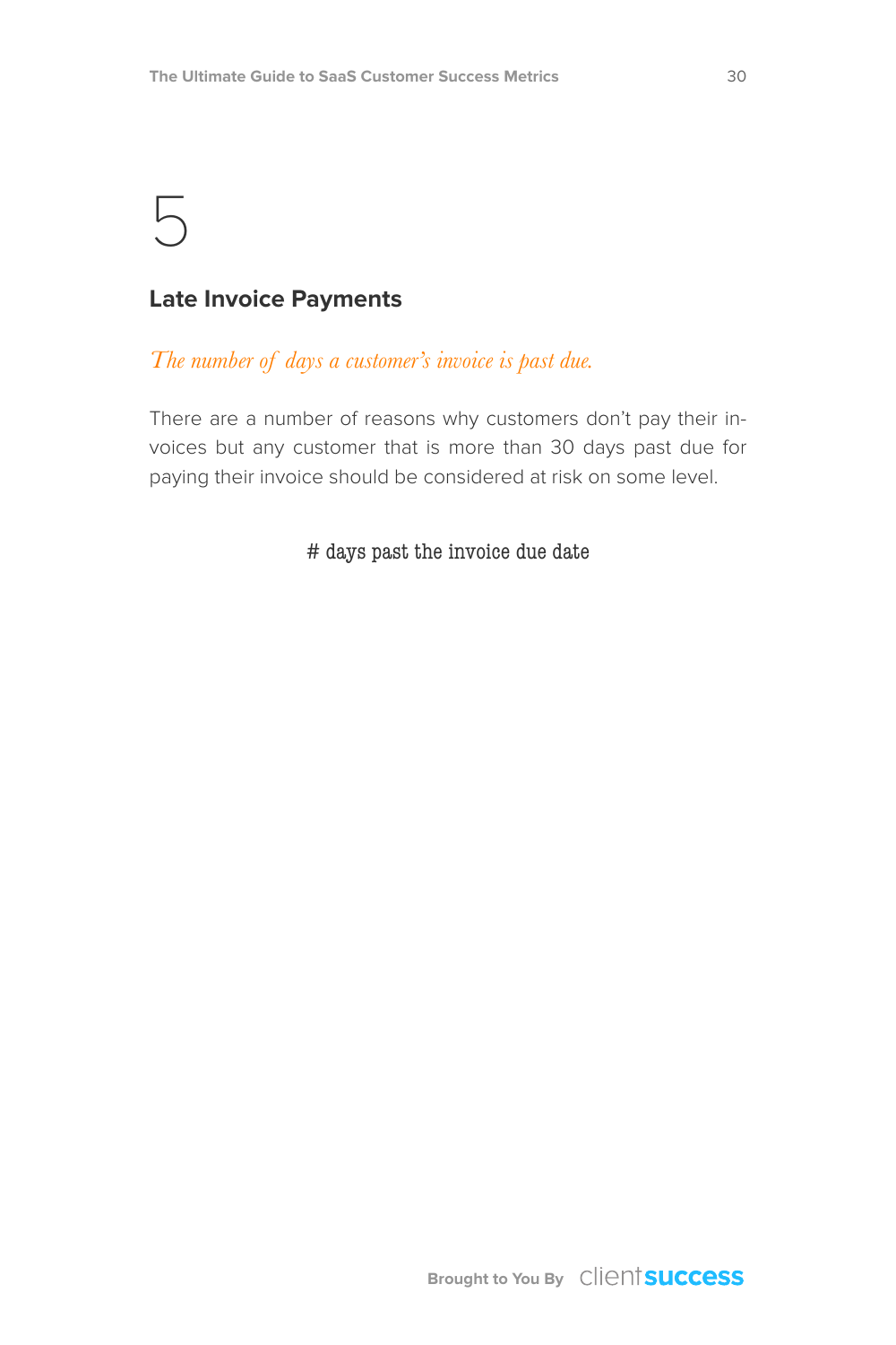# 5

## Late Invoice Payments

*The number of days a customer's invoice is past due.*

There are a number of reasons why customers don't pay their invoices but any customer that is more than 30 days past due for paying their invoice should be considered at risk on some level.

# days past the invoice due date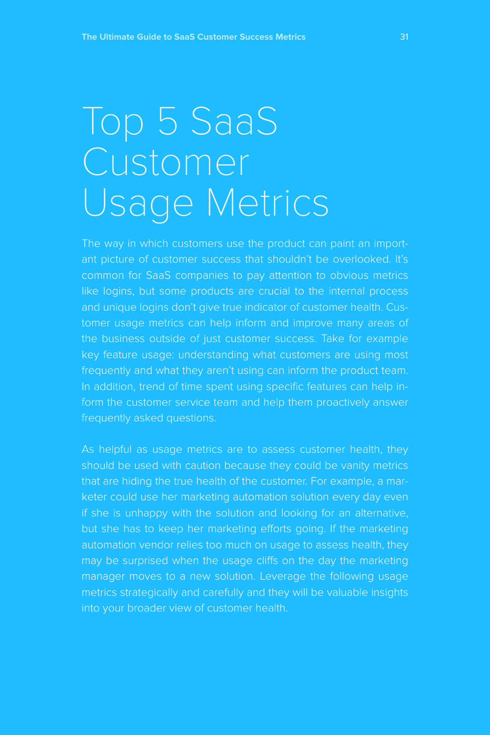# Top 5 SaaS Customer Usage Metrics

The way in which customers use the product can paint an important picture of customer success that shouldn't be overlooked. It's common for SaaS companies to pay attention to obvious metrics like logins, but some products are crucial to the internal process and unique logins don't give true indicator of customer health. Customer usage metrics can help inform and improve many areas of the business outside of just customer success. Take for example key feature usage: understanding what customers are using most frequently and what they aren't using can inform the product team. In addition, trend of time spent using specific features can help inform the customer service team and help them proactively answer frequently asked questions.

As helpful as usage metrics are to assess customer health, they should be used with caution because they could be vanity metrics that are hiding the true health of the customer. For example, a marketer could use her marketing automation solution every day even if she is unhappy with the solution and looking for an alternative, but she has to keep her marketing efforts going. If the marketing automation vendor relies too much on usage to assess health, they may be surprised when the usage cliffs on the day the marketing manager moves to a new solution. Leverage the following usage metrics strategically and carefully and they will be valuable insights into your broader view of customer health.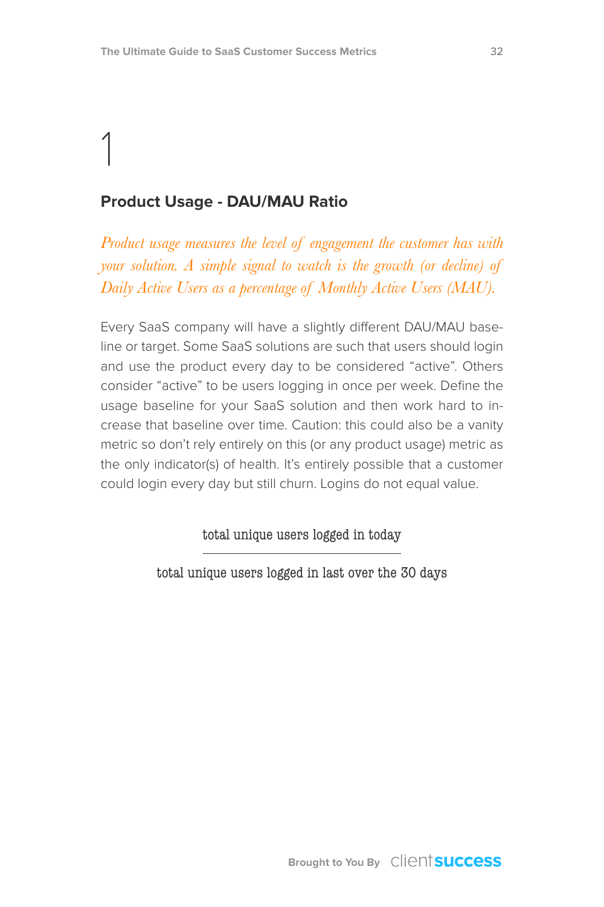# 1

## Product Usage - DAU/MAU Ratio

*Product usage measures the level of engagement the customer has with your solution. A simple signal to watch is the growth (or decline) of Daily Active Users as a percentage of Monthly Active Users (MAU).*

Every SaaS company will have a slightly different DAU/MAU baseline or target. Some SaaS solutions are such that users should login and use the product every day to be considered “active”. Others consider “active” to be users logging in once per week. Define the usage baseline for your SaaS solution and then work hard to increase that baseline over time. Caution: this could also be a vanity metric so don’t rely entirely on this (or any product usage) metric as the only indicator(s) of health. It’s entirely possible that a customer could login every day but still churn. Logins do not equal value.

$$\frac{\text{total unique users logged in today}}{\text{total unique users logged in last over the 30 days}}$$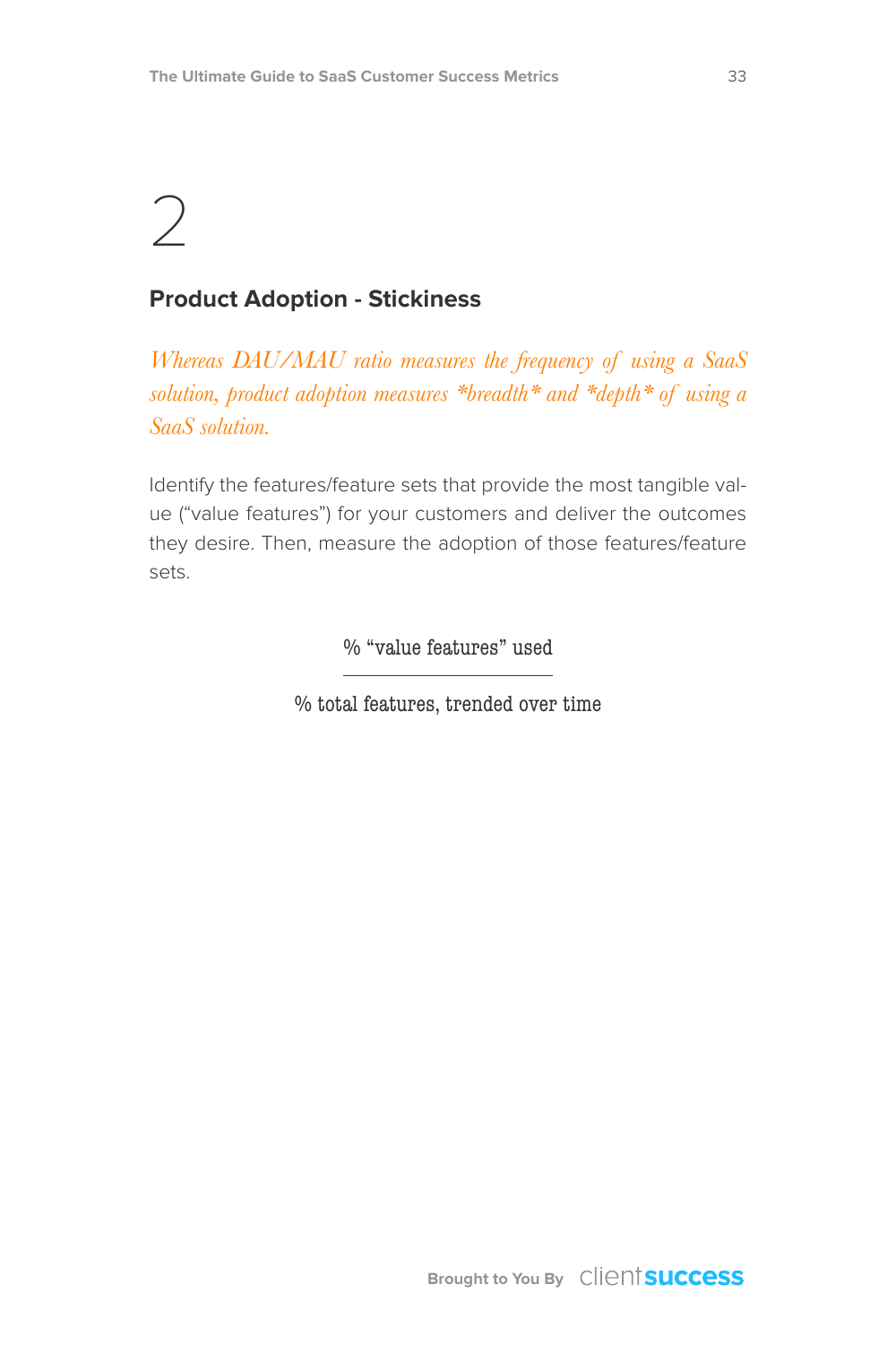2

## Product Adoption - Stickiness

*Whereas DAU/MAU ratio measures the frequency of using a SaaS solution, product adoption measures *breadth* and *depth* of using a SaaS solution.*

Identify the features/feature sets that provide the most tangible value ("value features") for your customers and deliver the outcomes they desire. Then, measure the adoption of those features/feature sets.

$$\frac{\text{\% "value features" used}}{\text{\% total features, trended over time}}$$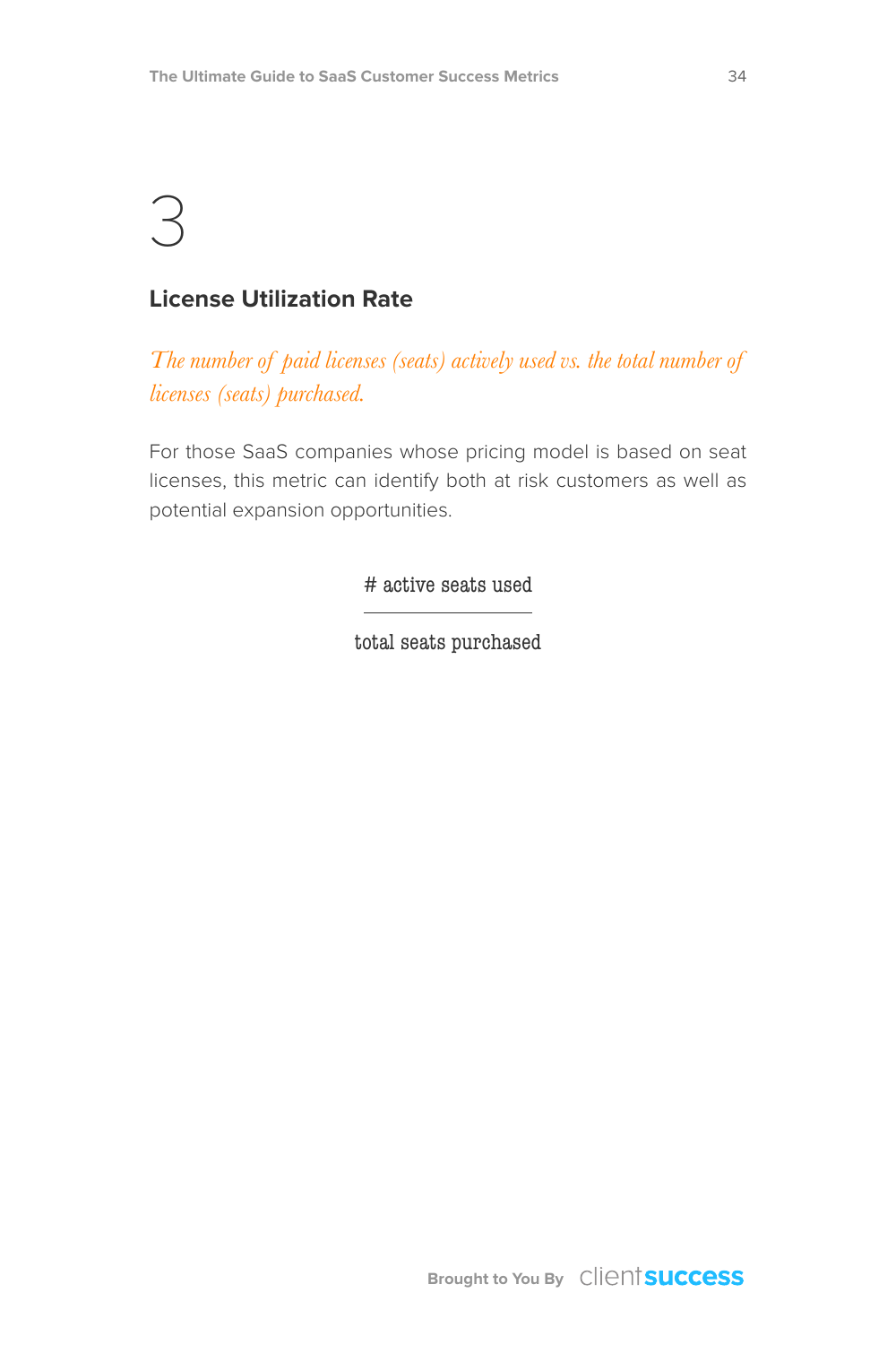# 3

## License Utilization Rate

*The number of paid licenses (seats) actively used vs. the total number of licenses (seats) purchased.*

For those SaaS companies whose pricing model is based on seat licenses, this metric can identify both at risk customers as well as potential expansion opportunities.

$$\frac{\text{\# active seats used}}{\text{total seats purchased}}$$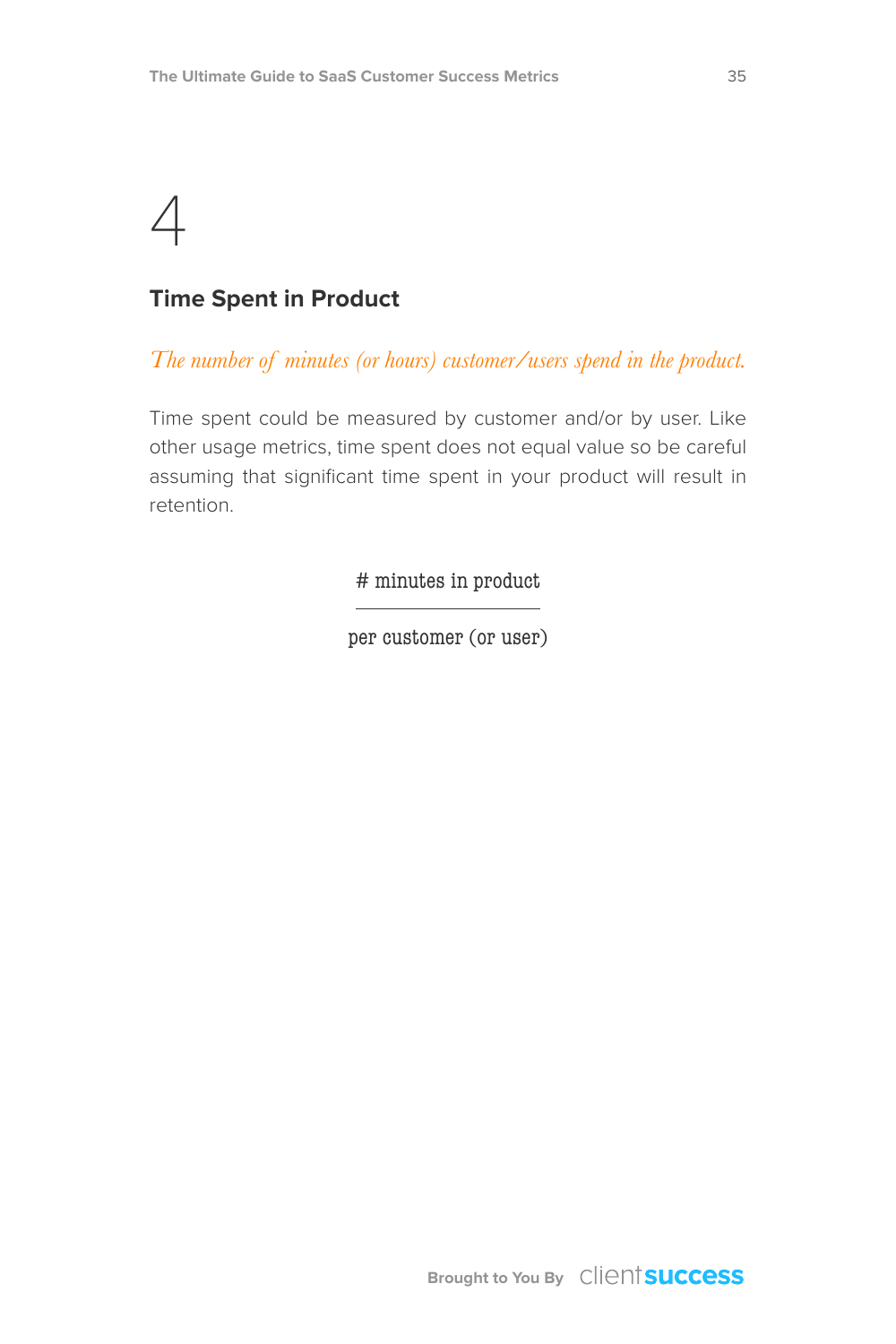# 4

## Time Spent in Product

*The number of minutes (or hours) customer/users spend in the product.*

Time spent could be measured by customer and/or by user. Like other usage metrics, time spent does not equal value so be careful assuming that significant time spent in your product will result in retention.

$$\frac{\text{\# minutes in product}}{\text{per customer (or user)}}$$

Brought to You By clientsuccess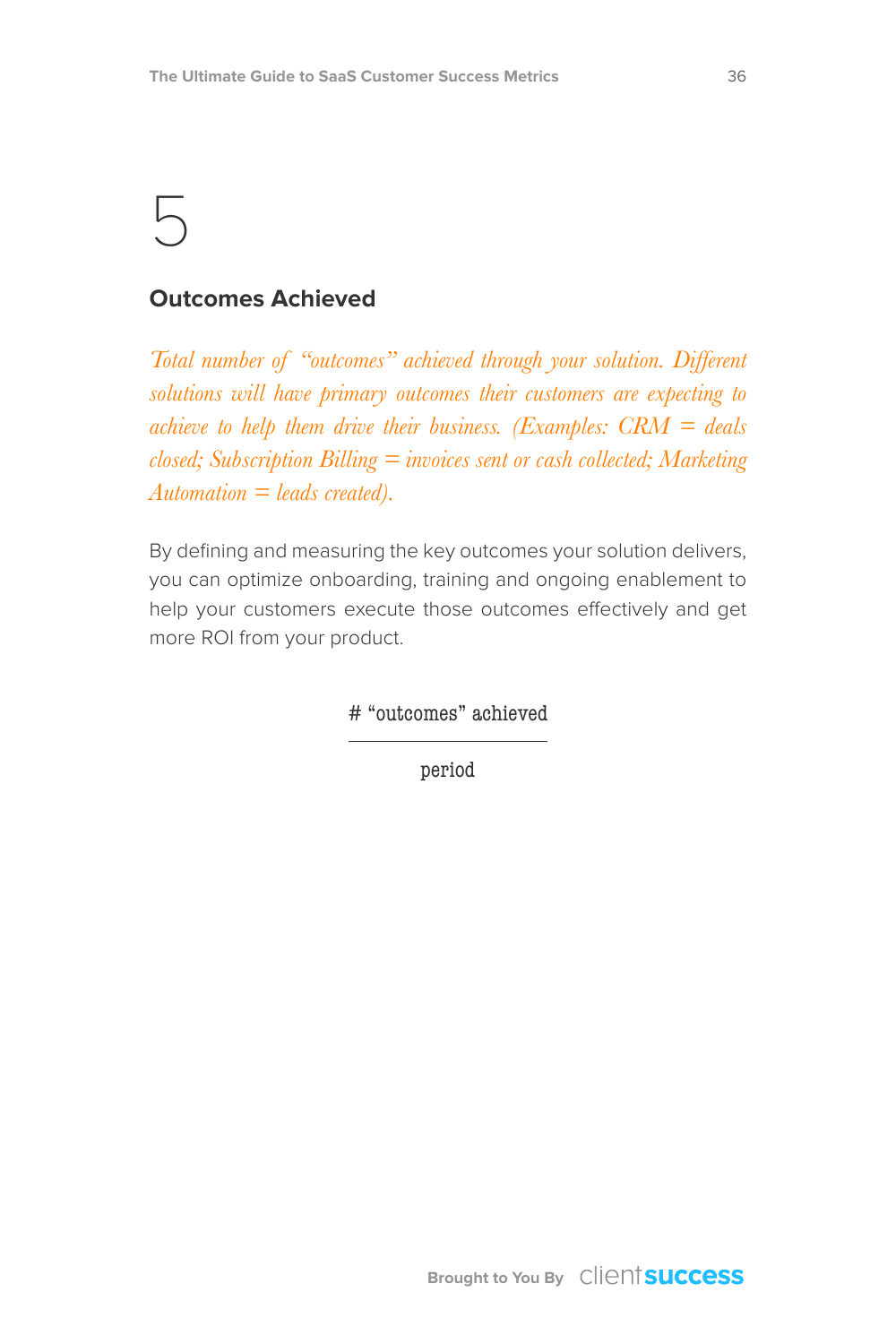# 5

## Outcomes Achieved

*Total number of "outcomes" achieved through your solution. Different solutions will have primary outcomes their customers are expecting to achieve to help them drive their business. (Examples: CRM = deals closed; Subscription Billing = invoices sent or cash collected; Marketing Automation = leads created).*

By defining and measuring the key outcomes your solution delivers, you can optimize onboarding, training and ongoing enablement to help your customers execute those outcomes effectively and get more ROI from your product.

$$\frac{\text{\# "outcomes" achieved}}{\text{period}}$$

Brought to You By clientsuccess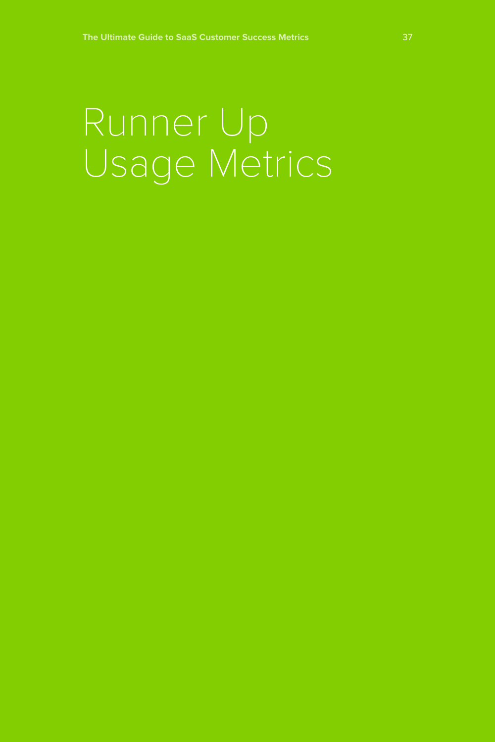# Runner Up Usage Metrics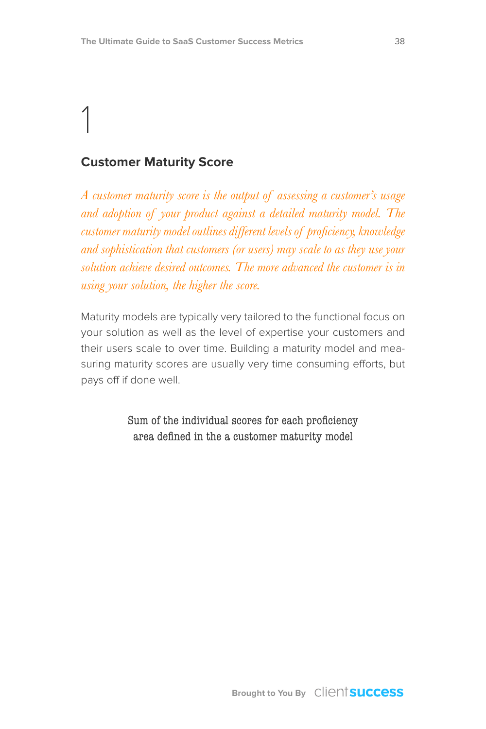# 1

## Customer Maturity Score

*A customer maturity score is the output of assessing a customer's usage and adoption of your product against a detailed maturity model. The customer maturity model outlines different levels of proficiency, knowledge and sophistication that customers (or users) may scale to as they use your solution achieve desired outcomes. The more advanced the customer is in using your solution, the higher the score.*

Maturity models are typically very tailored to the functional focus on your solution as well as the level of expertise your customers and their users scale to over time. Building a maturity model and measuring maturity scores are usually very time consuming efforts, but pays off if done well.

Sum of the individual scores for each proficiency area defined in the a customer maturity model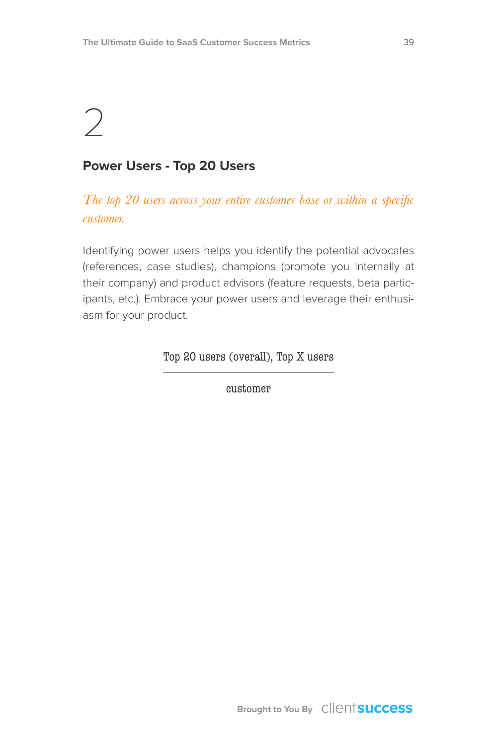# 2

## Power Users - Top 20 Users

*The top 20 users across your entire customer base or within a specific customer.*

Identifying power users helps you identify the potential advocates (references, case studies), champions (promote you internally at their company) and product advisors (feature requests, beta participants, etc.). Embrace your power users and leverage their enthusiasm for your product.

$$\frac{\text{Top 20 users (overall), Top X users}}{\text{customer}}$$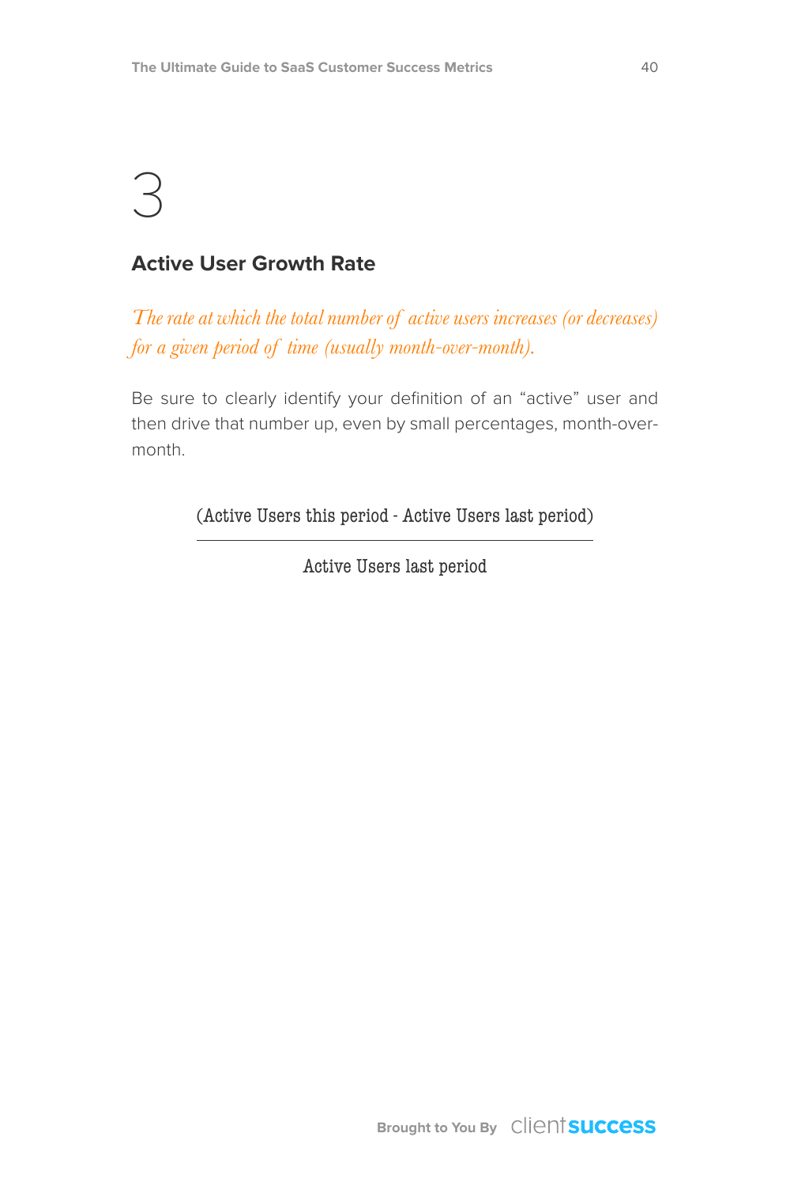# 3

## Active User Growth Rate

*The rate at which the total number of active users increases (or decreases) for a given period of time (usually month-over-month).*

Be sure to clearly identify your definition of an "active" user and then drive that number up, even by small percentages, month-over-month.

$$\frac{\text{(Active Users this period - Active Users last period)}}{\text{Active Users last period}}$$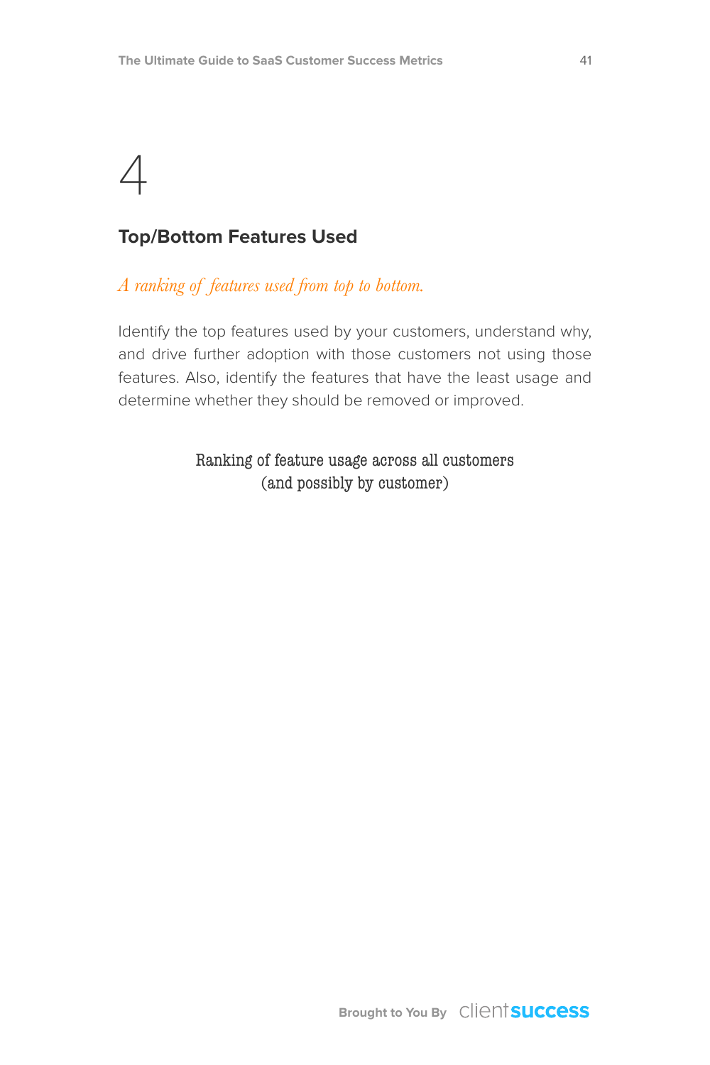# 4

## Top/Bottom Features Used

*A ranking of features used from top to bottom.*

Identify the top features used by your customers, understand why, and drive further adoption with those customers not using those features. Also, identify the features that have the least usage and determine whether they should be removed or improved.

Ranking of feature usage across all customers
(and possibly by customer)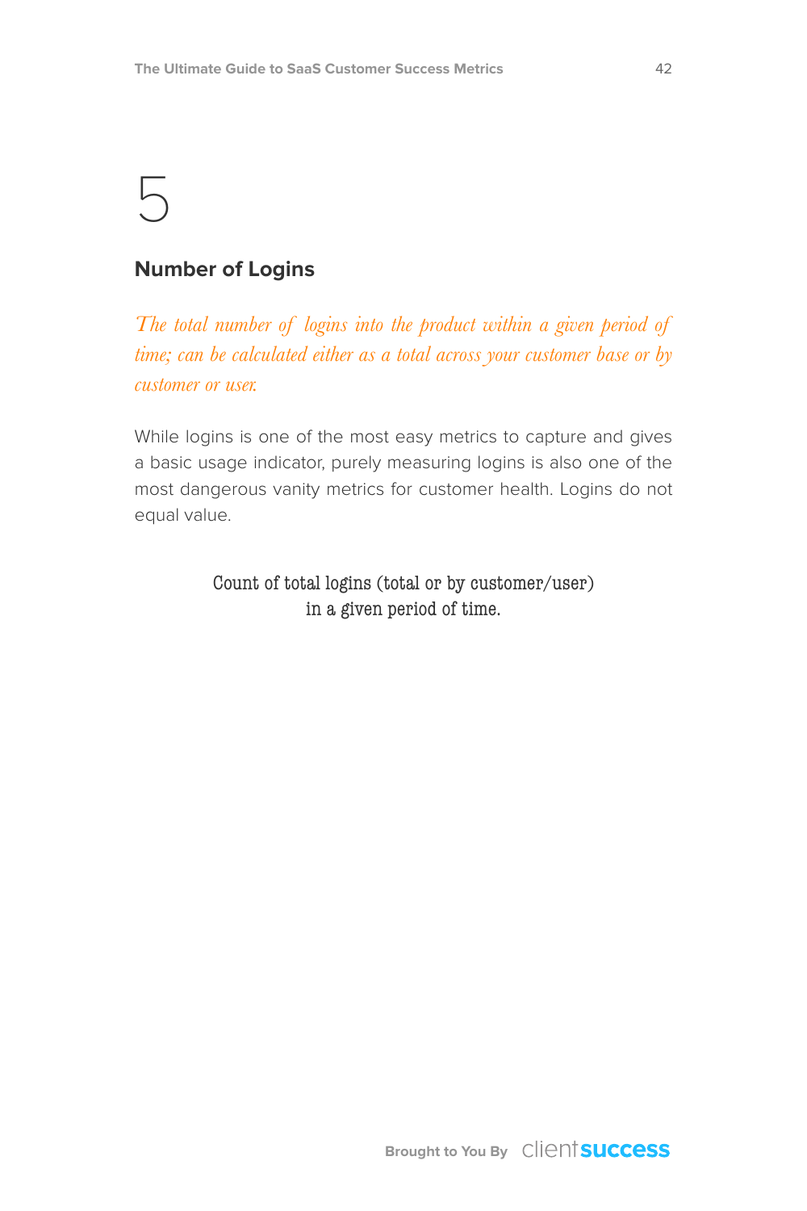# 5

## Number of Logins

*The total number of logins into the product within a given period of time; can be calculated either as a total across your customer base or by customer or user.*

While logins is one of the most easy metrics to capture and gives a basic usage indicator, purely measuring logins is also one of the most dangerous vanity metrics for customer health. Logins do not equal value.

Count of total logins (total or by customer/user) in a given period of time.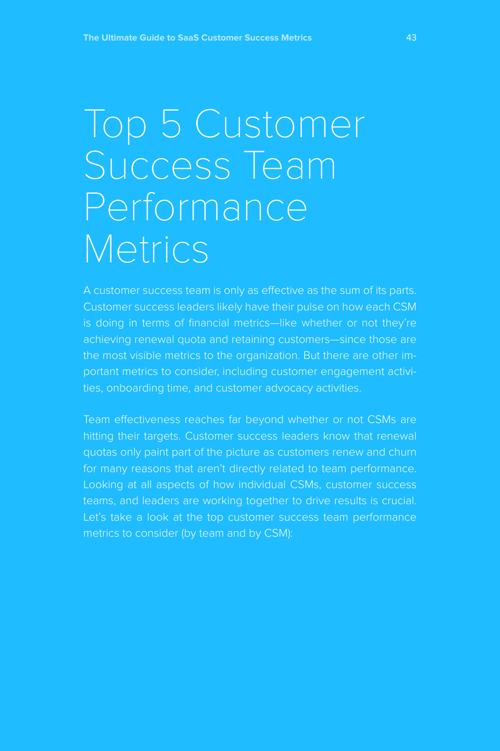# Top 5 Customer Success Team Performance Metrics

A customer success team is only as effective as the sum of its parts. Customer success leaders likely have their pulse on how each CSM is doing in terms of financial metrics—like whether or not they're achieving renewal quota and retaining customers—since those are the most visible metrics to the organization. But there are other important metrics to consider, including customer engagement activities, onboarding time, and customer advocacy activities.

Team effectiveness reaches far beyond whether or not CSMs are hitting their targets. Customer success leaders know that renewal quotas only paint part of the picture as customers renew and churn for many reasons that aren't directly related to team performance. Looking at all aspects of how individual CSMs, customer success teams, and leaders are working together to drive results is crucial. Let's take a look at the top customer success team performance metrics to consider (by team and by CSM):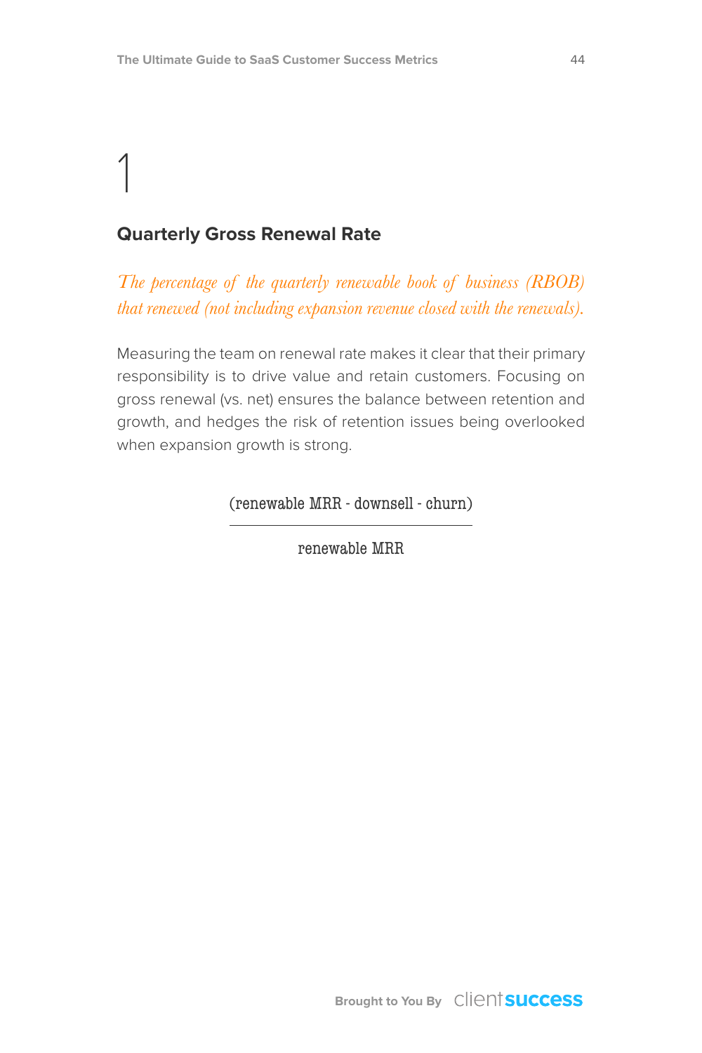# 1

## Quarterly Gross Renewal Rate

*The percentage of the quarterly renewable book of business (RBOB) that renewed (not including expansion revenue closed with the renewals).*

Measuring the team on renewal rate makes it clear that their primary responsibility is to drive value and retain customers. Focusing on gross renewal (vs. net) ensures the balance between retention and growth, and hedges the risk of retention issues being overlooked when expansion growth is strong.

$$\frac{\text{(renewable MRR - downsell - churn)}}{\text{renewable MRR}}$$

Brought to You By clientsuccess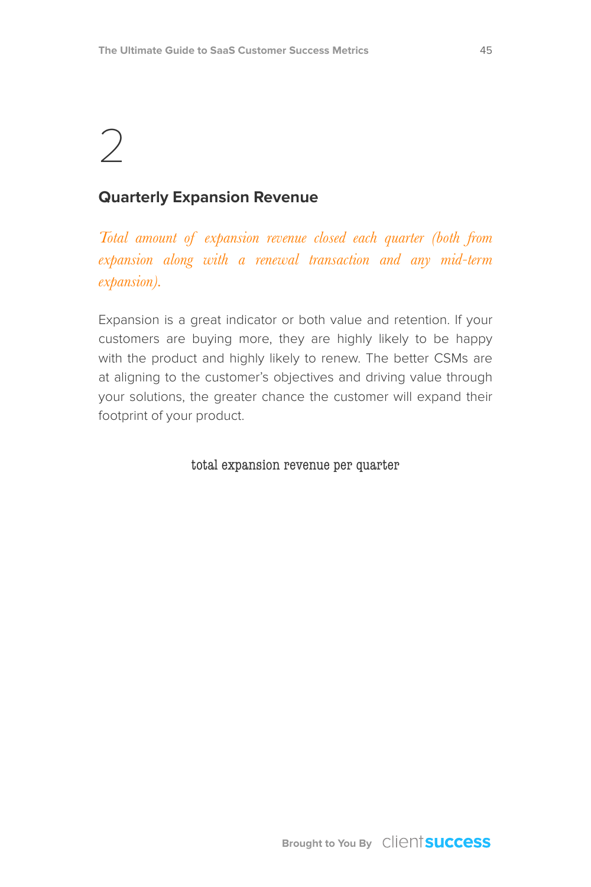# 2

## Quarterly Expansion Revenue

*Total amount of expansion revenue closed each quarter (both from expansion along with a renewal transaction and any mid-term expansion).*

Expansion is a great indicator or both value and retention. If your customers are buying more, they are highly likely to be happy with the product and highly likely to renew. The better CSMs are at aligning to the customer's objectives and driving value through your solutions, the greater chance the customer will expand their footprint of your product.

```
total expansion revenue per quarter
```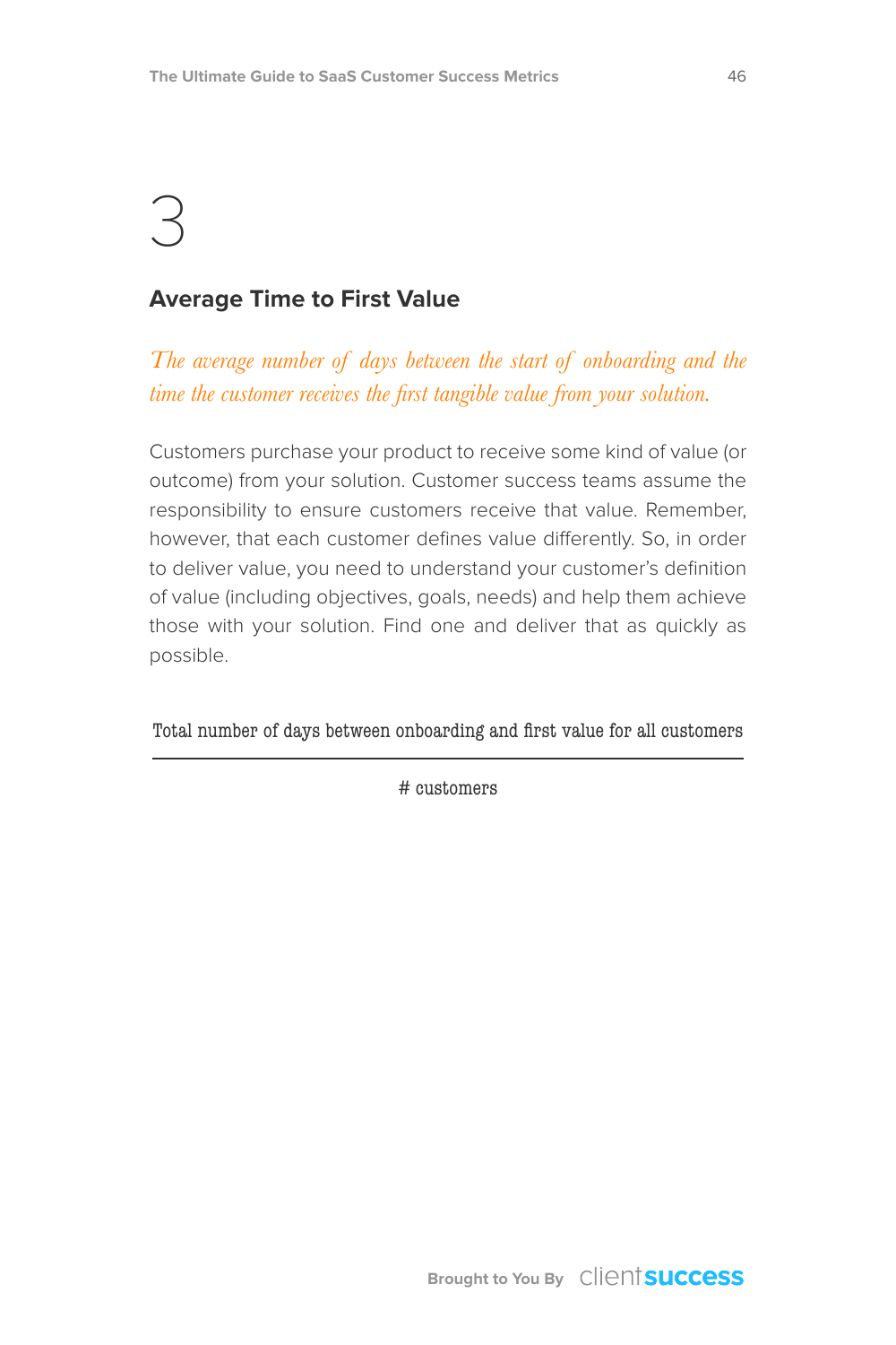# 3

## Average Time to First Value

*The average number of days between the start of onboarding and the time the customer receives the first tangible value from your solution.*

Customers purchase your product to receive some kind of value (or outcome) from your solution. Customer success teams assume the responsibility to ensure customers receive that value. Remember, however, that each customer defines value differently. So, in order to deliver value, you need to understand your customer's definition of value (including objectives, goals, needs) and help them achieve those with your solution. Find one and deliver that as quickly as possible.

$$\frac{\text{Total number of days between onboarding and first value for all customers}}{\text{\# customers}}$$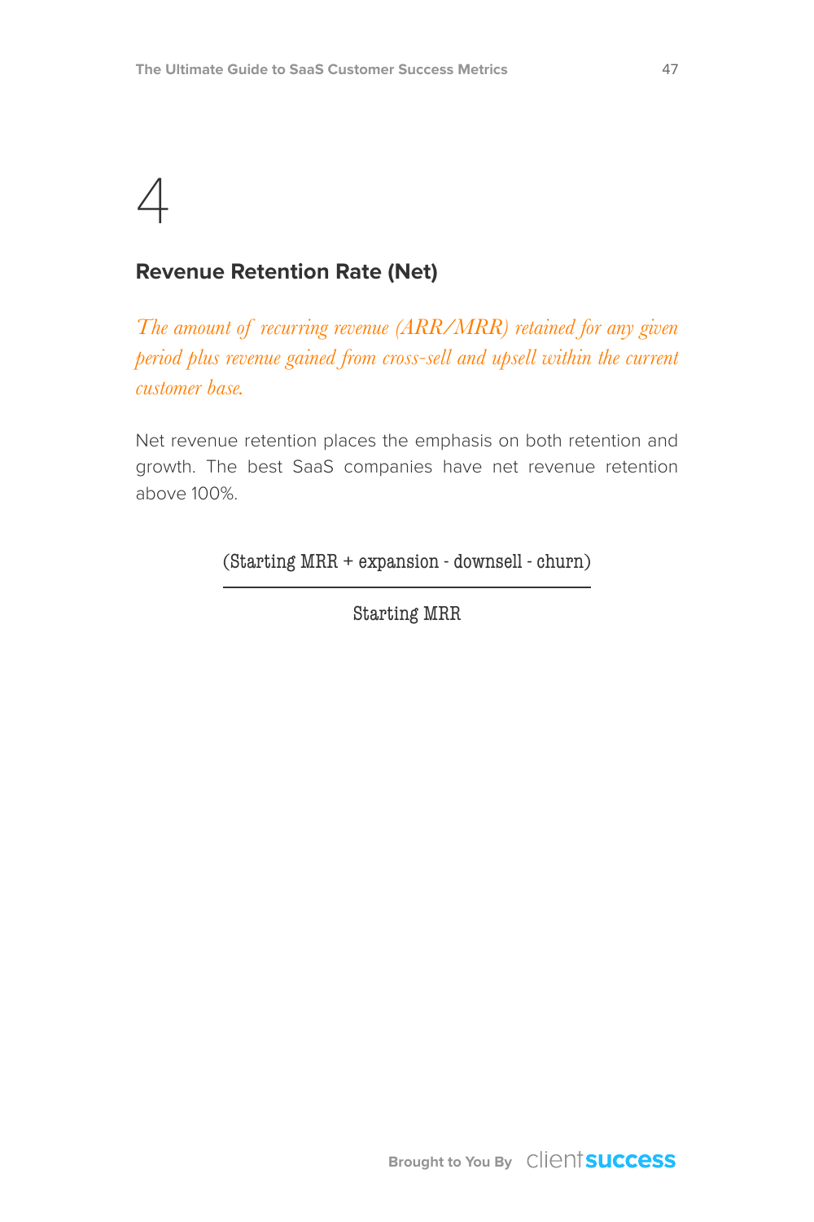# 4

## Revenue Retention Rate (Net)

*The amount of recurring revenue (ARR/MRR) retained for any given period plus revenue gained from cross-sell and upsell within the current customer base.*

Net revenue retention places the emphasis on both retention and growth. The best SaaS companies have net revenue retention above 100%.

$$\frac{\text{(Starting MRR + expansion - downsell - churn)}}{\text{Starting MRR}}$$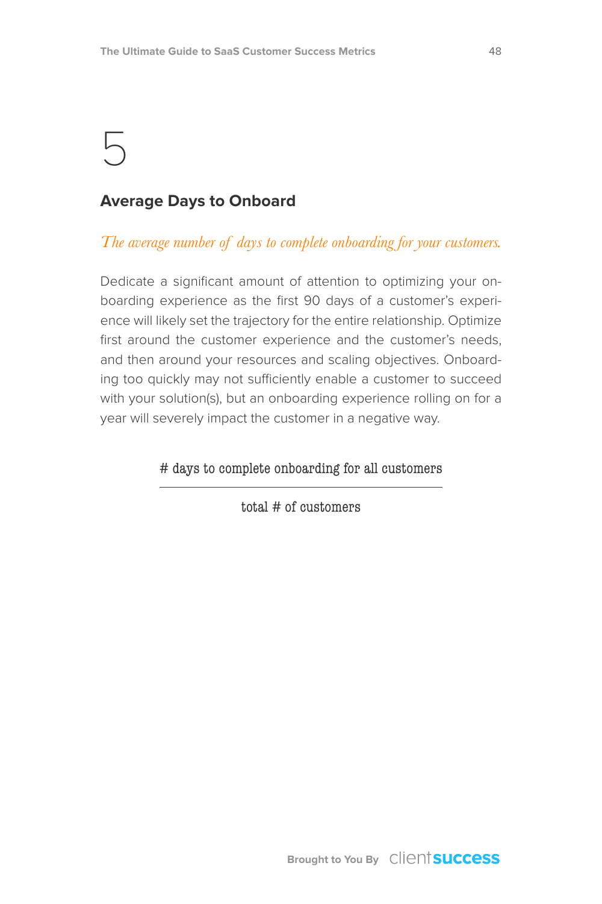# 5

## Average Days to Onboard

*The average number of days to complete onboarding for your customers.*

Dedicate a significant amount of attention to optimizing your onboarding experience as the first 90 days of a customer's experience will likely set the trajectory for the entire relationship. Optimize first around the customer experience and the customer's needs, and then around your resources and scaling objectives. Onboarding too quickly may not sufficiently enable a customer to succeed with your solution(s), but an onboarding experience rolling on for a year will severely impact the customer in a negative way.

$$\frac{\text{\# days to complete onboarding for all customers}}{\text{total \# of customers}}$$

Brought to You By clientsuccess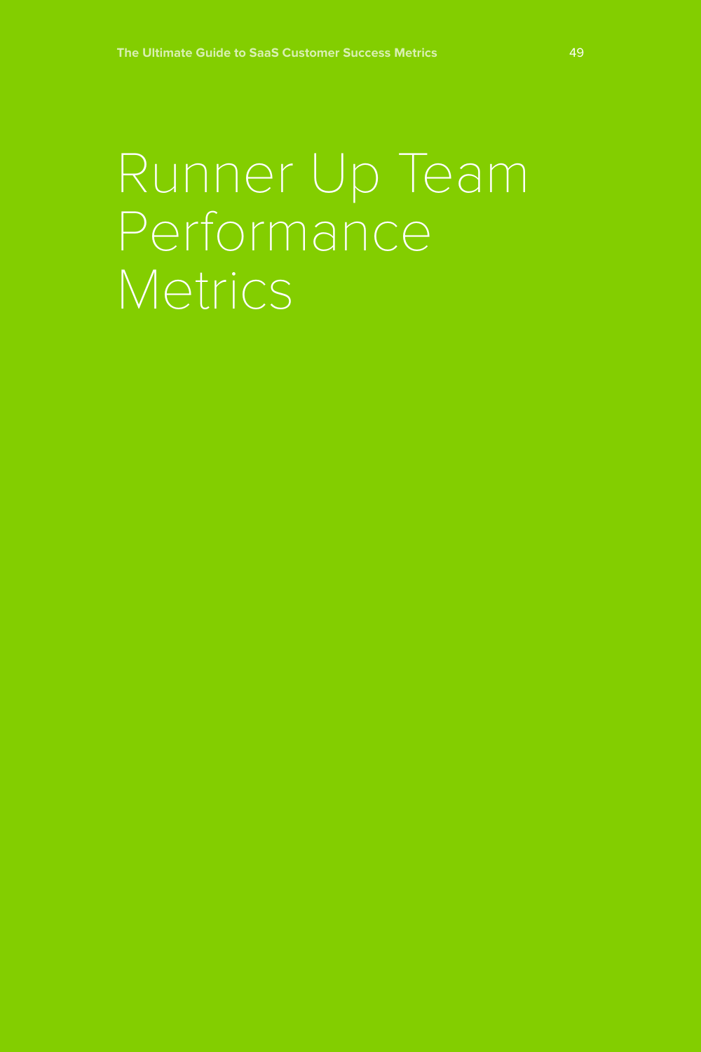# Runner Up Team Performance Metrics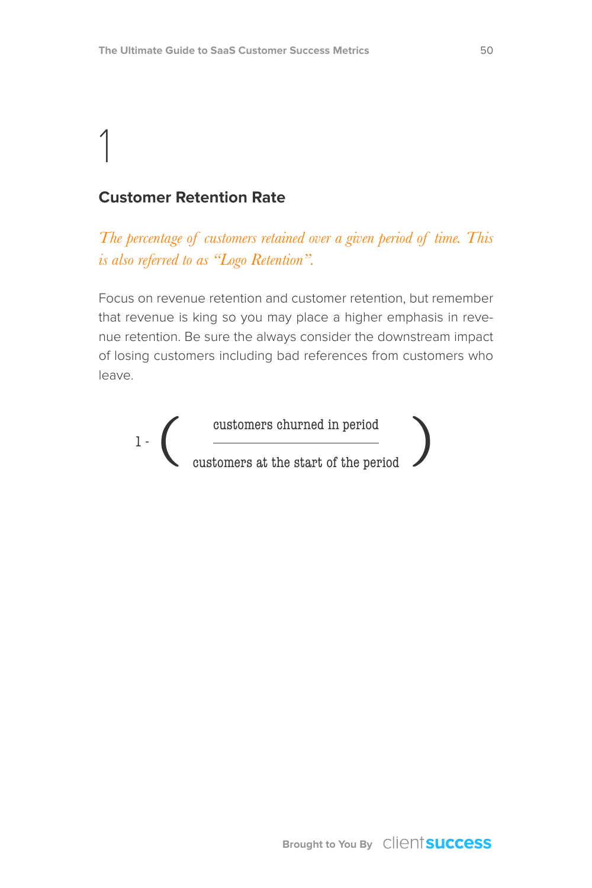# 1

## Customer Retention Rate

*The percentage of customers retained over a given period of time. This is also referred to as "Logo Retention".*

Focus on revenue retention and customer retention, but remember that revenue is king so you may place a higher emphasis in revenue retention. Be sure the always consider the downstream impact of losing customers including bad references from customers who leave.

$$1 - \left( \frac{\text{customers churned in period}}{\text{customers at the start of the period}} \right)$$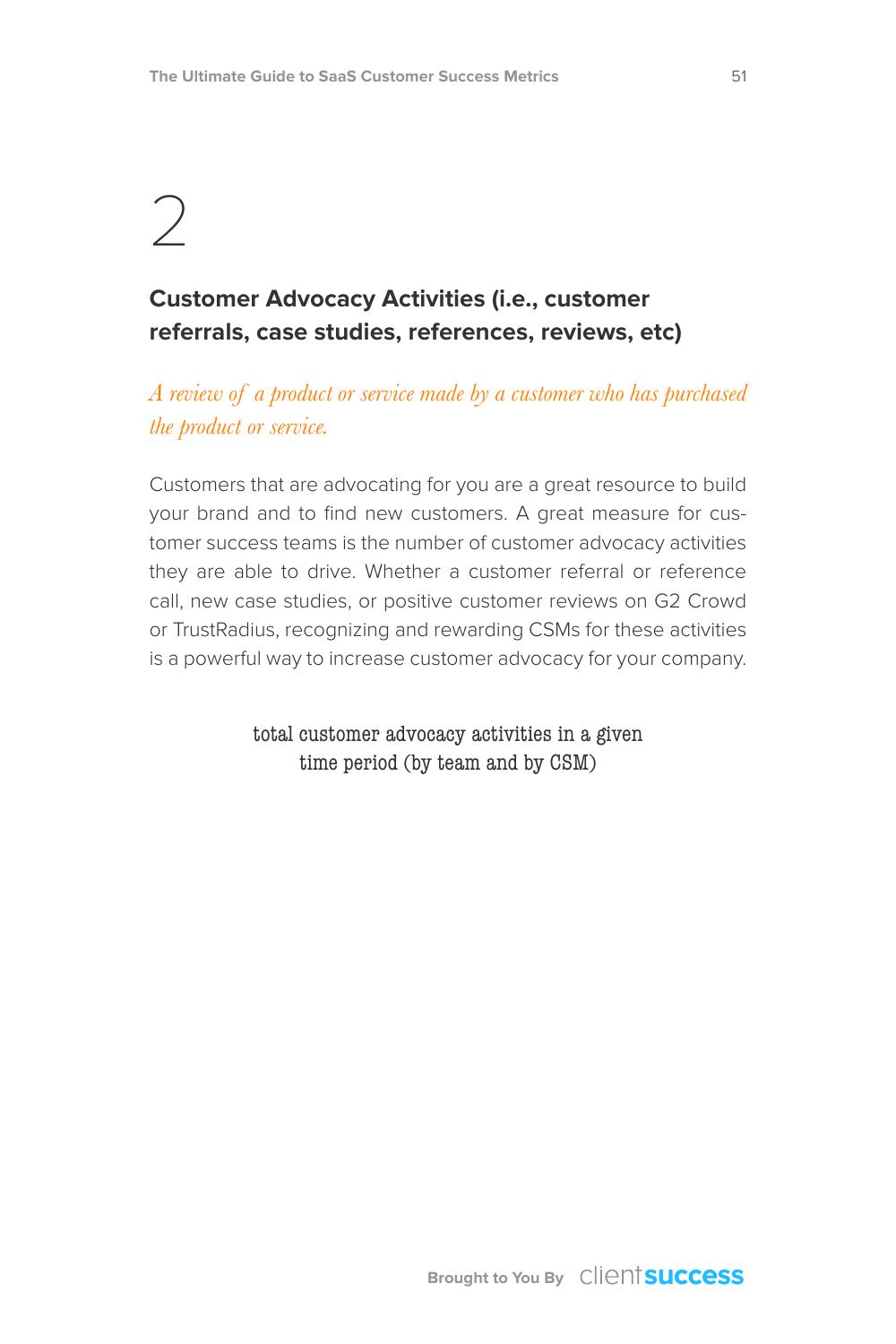# 2

## Customer Advocacy Activities (i.e., customer referrals, case studies, references, reviews, etc)

*A review of a product or service made by a customer who has purchased the product or service.*

Customers that are advocating for you are a great resource to build your brand and to find new customers. A great measure for customer success teams is the number of customer advocacy activities they are able to drive. Whether a customer referral or reference call, new case studies, or positive customer reviews on G2 Crowd or TrustRadius, recognizing and rewarding CSMs for these activities is a powerful way to increase customer advocacy for your company.

total customer advocacy activities in a given time period (by team and by CSM)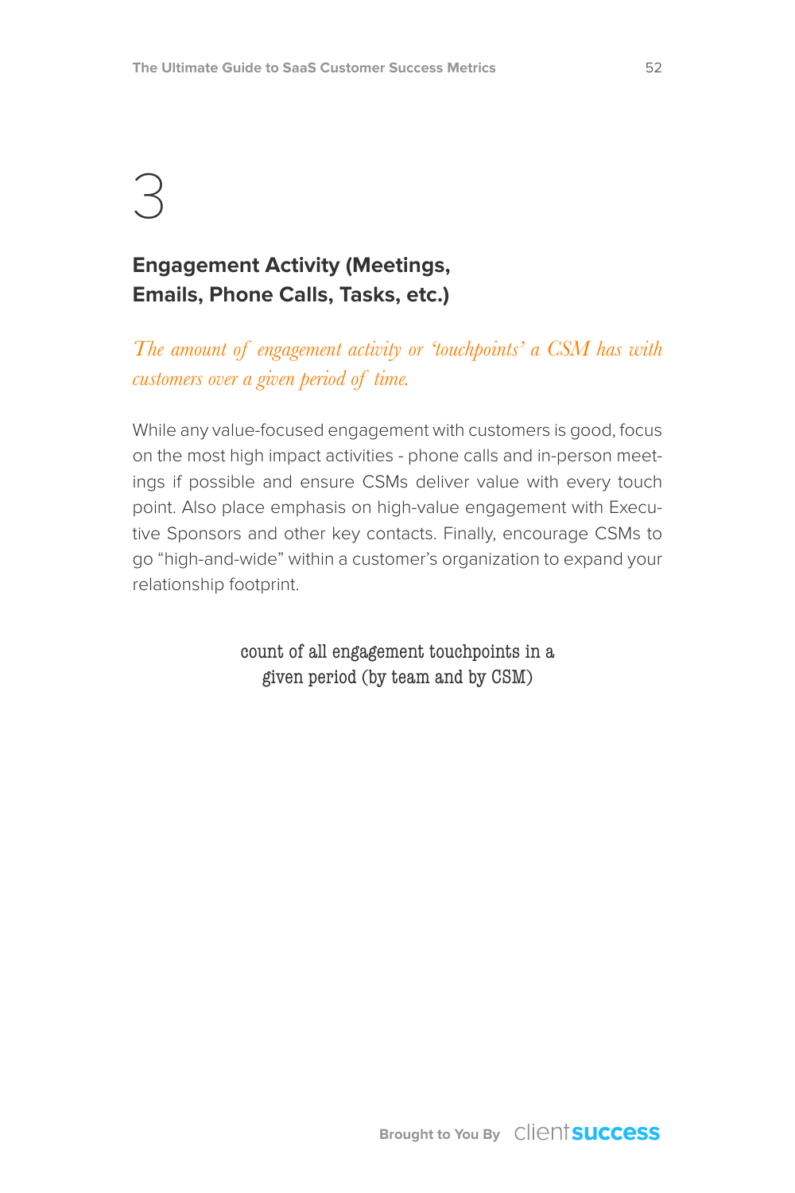# 3

## Engagement Activity (Meetings, Emails, Phone Calls, Tasks, etc.)

*The amount of engagement activity or 'touchpoints' a CSM has with customers over a given period of time.*

While any value-focused engagement with customers is good, focus on the most high impact activities - phone calls and in-person meetings if possible and ensure CSMs deliver value with every touch point. Also place emphasis on high-value engagement with Executive Sponsors and other key contacts. Finally, encourage CSMs to go "high-and-wide" within a customer's organization to expand your relationship footprint.

count of all engagement touchpoints in a given period (by team and by CSM)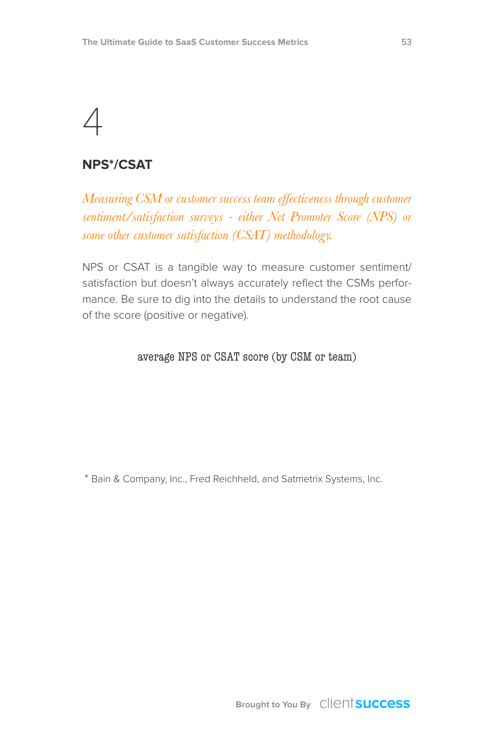# 4

## NPS*/CSAT

*Measuring CSM or customer success team effectiveness through customer sentiment/satisfaction surveys - either Net Promoter Score (NPS) or some other customer satisfaction (CSAT) methodology.*

NPS or CSAT is a tangible way to measure customer sentiment/satisfaction but doesn't always accurately reflect the CSMs performance. Be sure to dig into the details to understand the root cause of the score (positive or negative).

average NPS or CSAT score (by CSM or team)

* Bain & Company, Inc., Fred Reichheld, and Satmetrix Systems, Inc.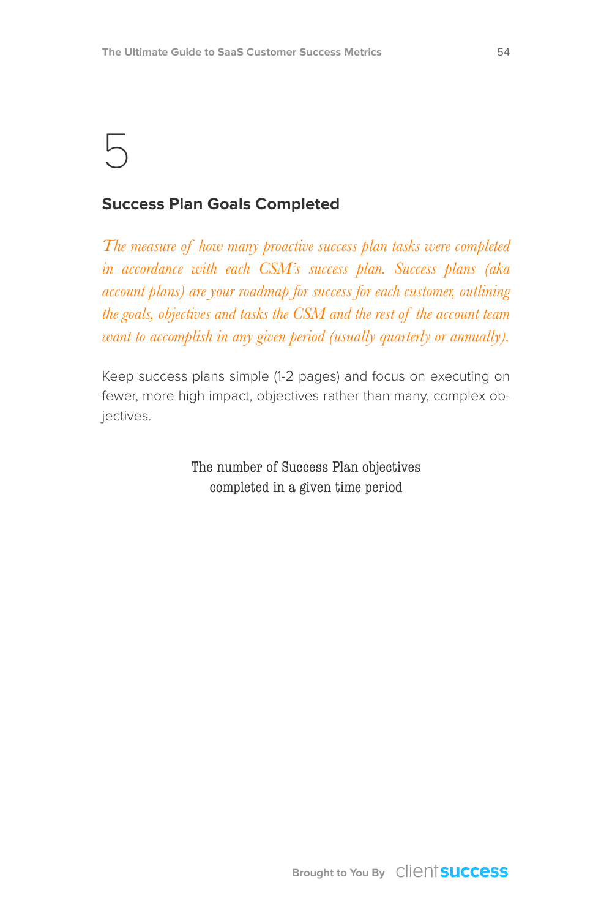# 5

## Success Plan Goals Completed

*The measure of how many proactive success plan tasks were completed in accordance with each CSM's success plan. Success plans (aka account plans) are your roadmap for success for each customer, outlining the goals, objectives and tasks the CSM and the rest of the account team want to accomplish in any given period (usually quarterly or annually).*

Keep success plans simple (1-2 pages) and focus on executing on fewer, more high impact, objectives rather than many, complex objectives.

The number of Success Plan objectives completed in a given time period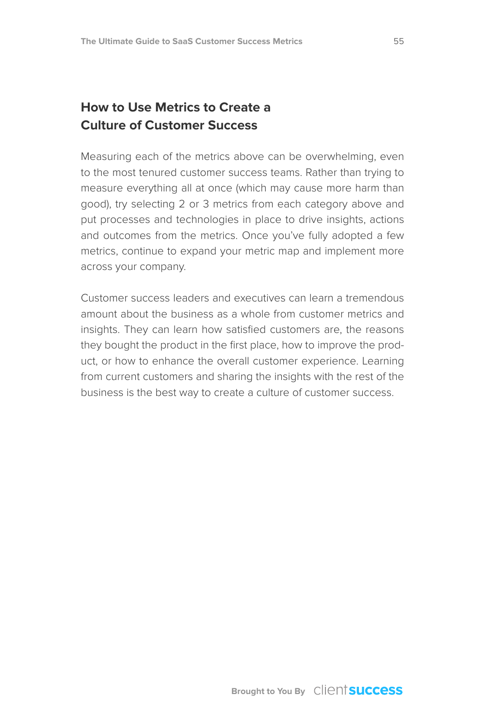## How to Use Metrics to Create a Culture of Customer Success

Measuring each of the metrics above can be overwhelming, even to the most tenured customer success teams. Rather than trying to measure everything all at once (which may cause more harm than good), try selecting 2 or 3 metrics from each category above and put processes and technologies in place to drive insights, actions and outcomes from the metrics. Once you've fully adopted a few metrics, continue to expand your metric map and implement more across your company.

Customer success leaders and executives can learn a tremendous amount about the business as a whole from customer metrics and insights. They can learn how satisfied customers are, the reasons they bought the product in the first place, how to improve the product, or how to enhance the overall customer experience. Learning from current customers and sharing the insights with the rest of the business is the best way to create a culture of customer success.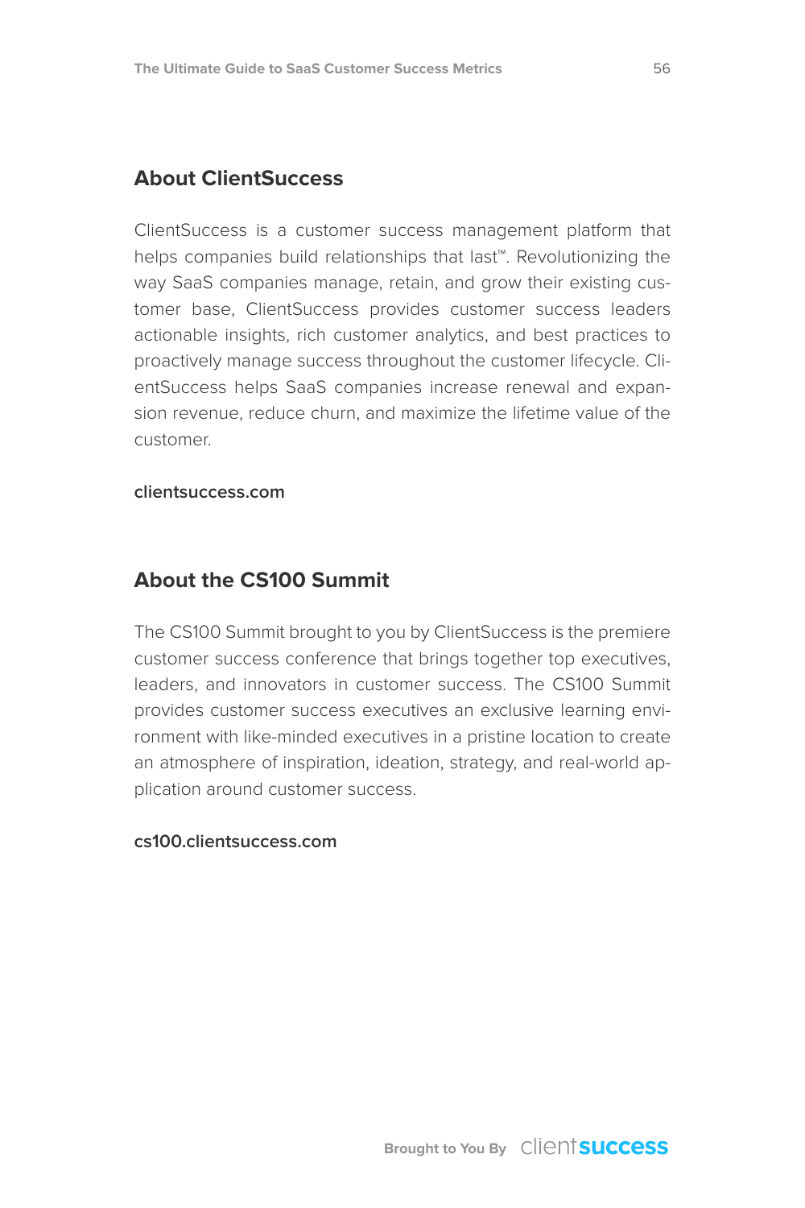## About ClientSuccess

ClientSuccess is a customer success management platform that helps companies build relationships that last™. Revolutionizing the way SaaS companies manage, retain, and grow their existing customer base, ClientSuccess provides customer success leaders actionable insights, rich customer analytics, and best practices to proactively manage success throughout the customer lifecycle. ClientSuccess helps SaaS companies increase renewal and expansion revenue, reduce churn, and maximize the lifetime value of the customer.

**clientsuccess.com**

## About the CS100 Summit

The CS100 Summit brought to you by ClientSuccess is the premiere customer success conference that brings together top executives, leaders, and innovators in customer success. The CS100 Summit provides customer success executives an exclusive learning environment with like-minded executives in a pristine location to create an atmosphere of inspiration, ideation, strategy, and real-world application around customer success.

**cs100.clientsuccess.com**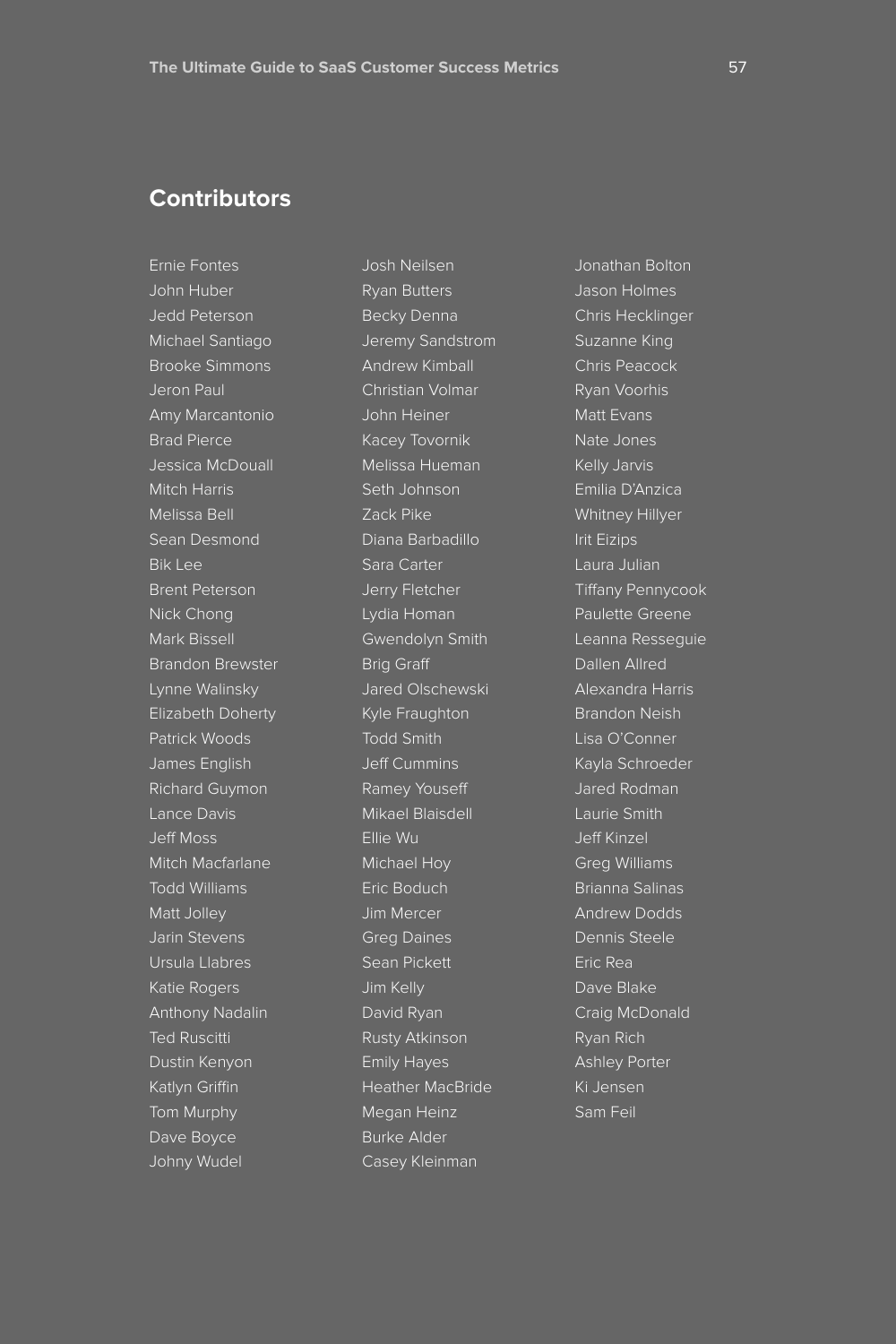## Contributors

Ernie Fontes
John Huber
Jedd Peterson
Michael Santiago
Brooke Simmons
Jeron Paul
Amy Marcantonio
Brad Pierce
Jessica McDouall
Mitch Harris
Melissa Bell
Sean Desmond
Bik Lee
Brent Peterson
Nick Chong
Mark Bissell
Brandon Brewster
Lynne Walinsky
Elizabeth Doherty
Patrick Woods
James English
Richard Guymon
Lance Davis
Jeff Moss
Mitch Macfarlane
Todd Williams
Matt Jolley
Jarin Stevens
Ursula Llabres
Katie Rogers
Anthony Nadalin
Ted Ruscitti
Dustin Kenyon
Katlyn Griffin
Tom Murphy
Dave Boyce
Johny Wudel
Josh Neilsen
Ryan Butters
Becky Denna
Jeremy Sandstrom
Andrew Kimball
Christian Volmar
John Heiner
Kacey Tovornik
Melissa Hueman
Seth Johnson
Zack Pike
Diana Barbadillo
Sara Carter
Jerry Fletcher
Lydia Homan
Gwendolyn Smith
Brig Graff
Jared Olschewski
Kyle Fraughton
Todd Smith
Jeff Cummins
Ramey Youseff
Mikael Blaisdell
Ellie Wu
Michael Hoy
Eric Boduch
Jim Mercer
Greg Daines
Sean Pickett
Jim Kelly
David Ryan
Rusty Atkinson
Emily Hayes
Heather MacBride
Megan Heinz
Burke Alder
Casey Kleinman
Jonathan Bolton
Jason Holmes
Chris Hecklinger
Suzanne King
Chris Peacock
Ryan Voorhis
Matt Evans
Nate Jones
Kelly Jarvis
Emilia D'Anzica
Whitney Hillyer
Irit Eizips
Laura Julian
Tiffany Pennycook
Paulette Greene
Leanna Resseguie
Dallen Allred
Alexandra Harris
Brandon Neish
Lisa O'Conner
Kayla Schroeder
Jared Rodman
Laurie Smith
Jeff Kinzel
Greg Williams
Brianna Salinas
Andrew Dodds
Dennis Steele
Eric Rea
Dave Blake
Craig McDonald
Ryan Rich
Ashley Porter
Ki Jensen
Sam Feil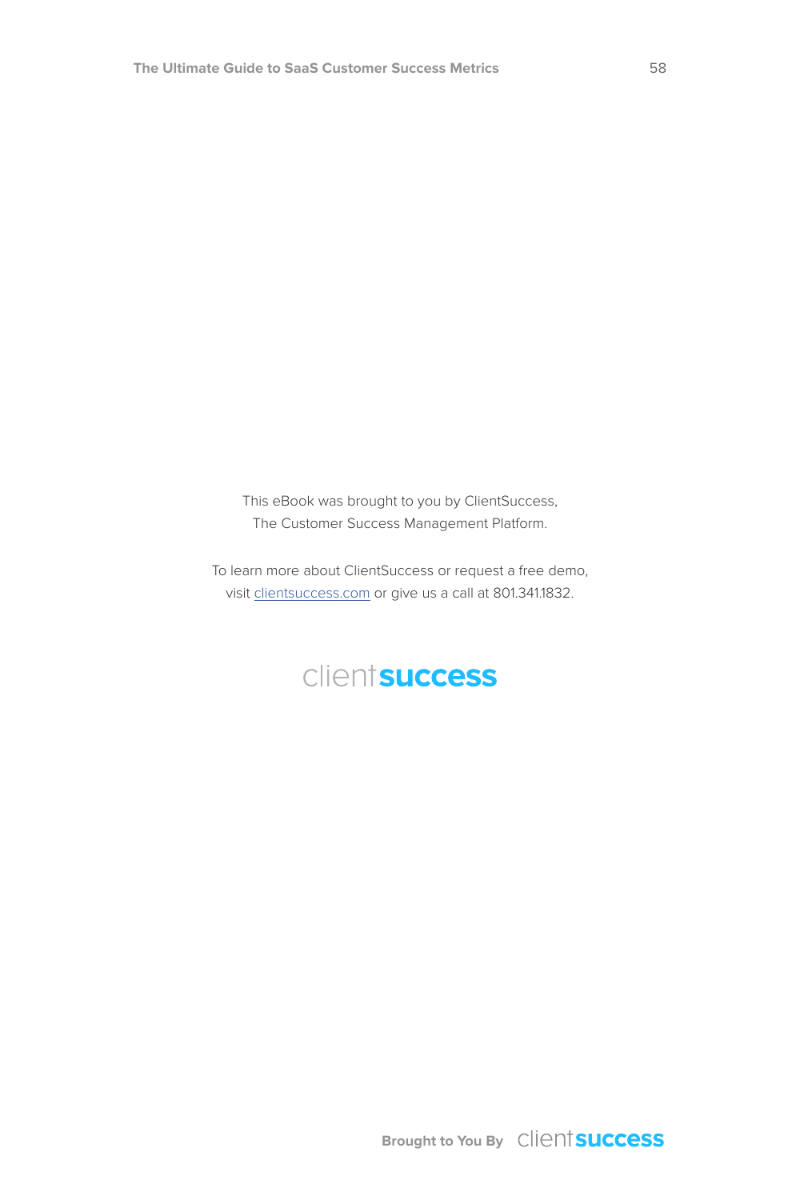This eBook was brought to you by ClientSuccess,
The Customer Success Management Platform.

To learn more about ClientSuccess or request a free demo,
visit [clientsuccess.com](http://clientsuccess.com) or give us a call at 801.341.1832.

clientsuccess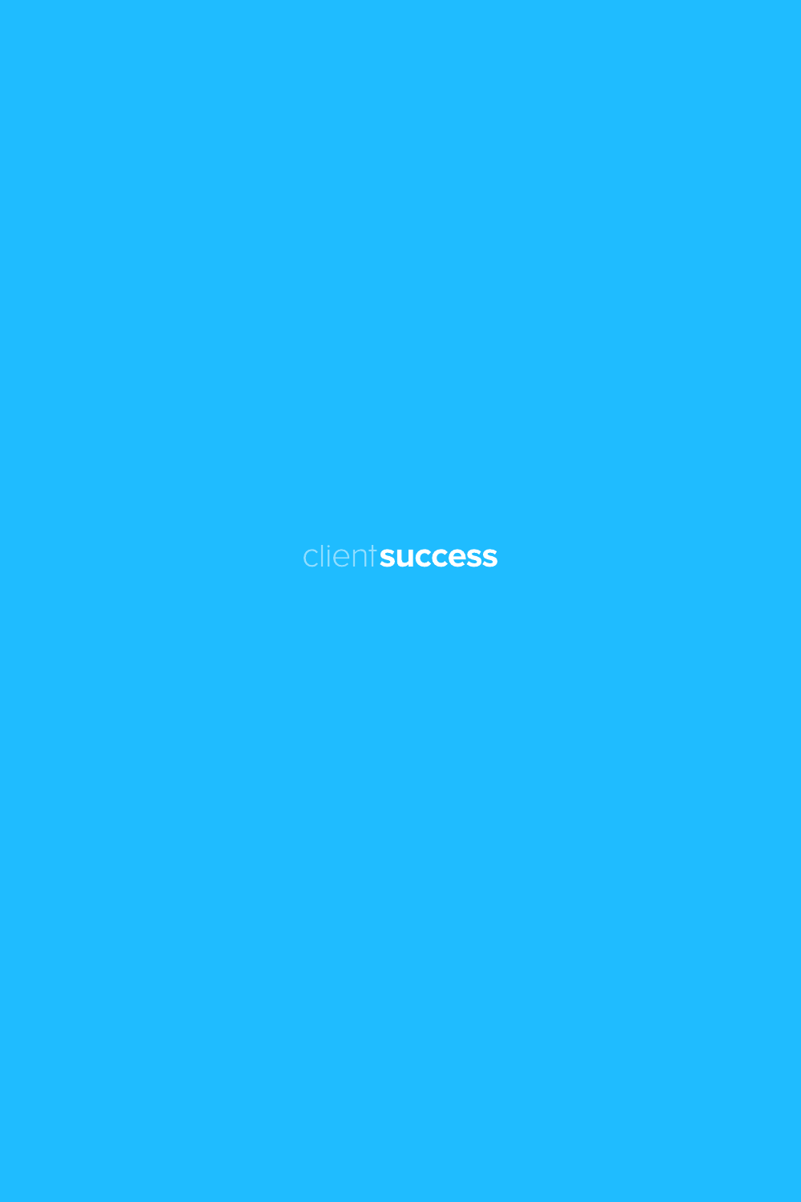client**success**